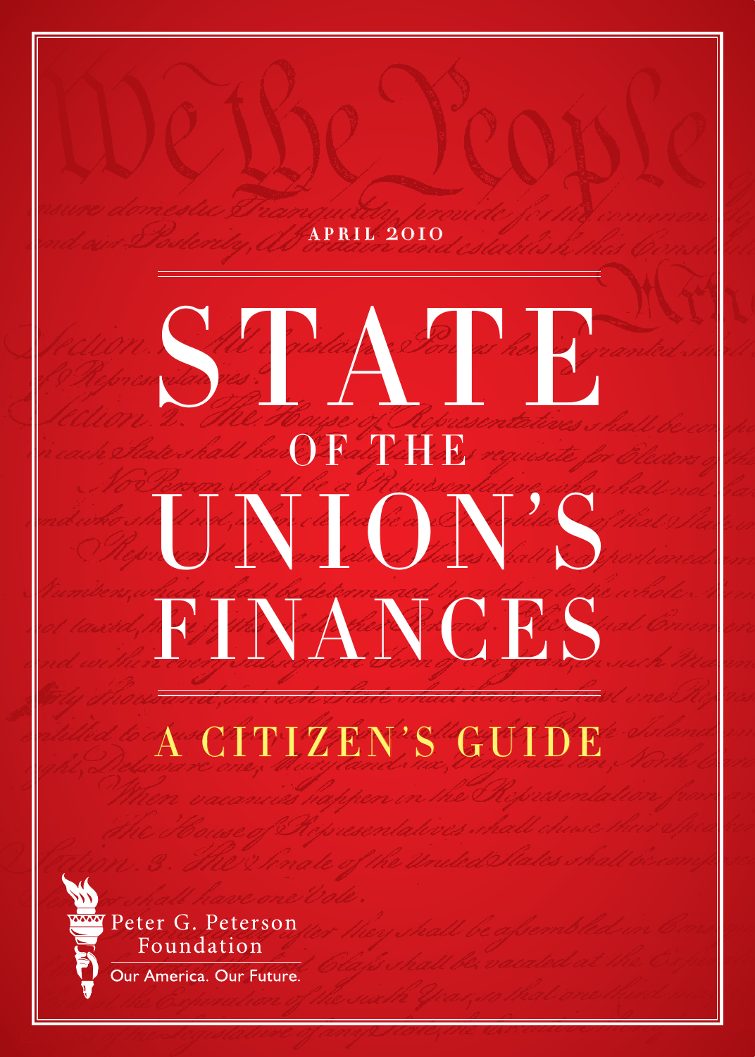APRIL 2010

# STATE OF THE UNION'S FINANCES

## A CITIZEN'S GUIDE

Peter G. Peterson Foundation

Our America. Our Future.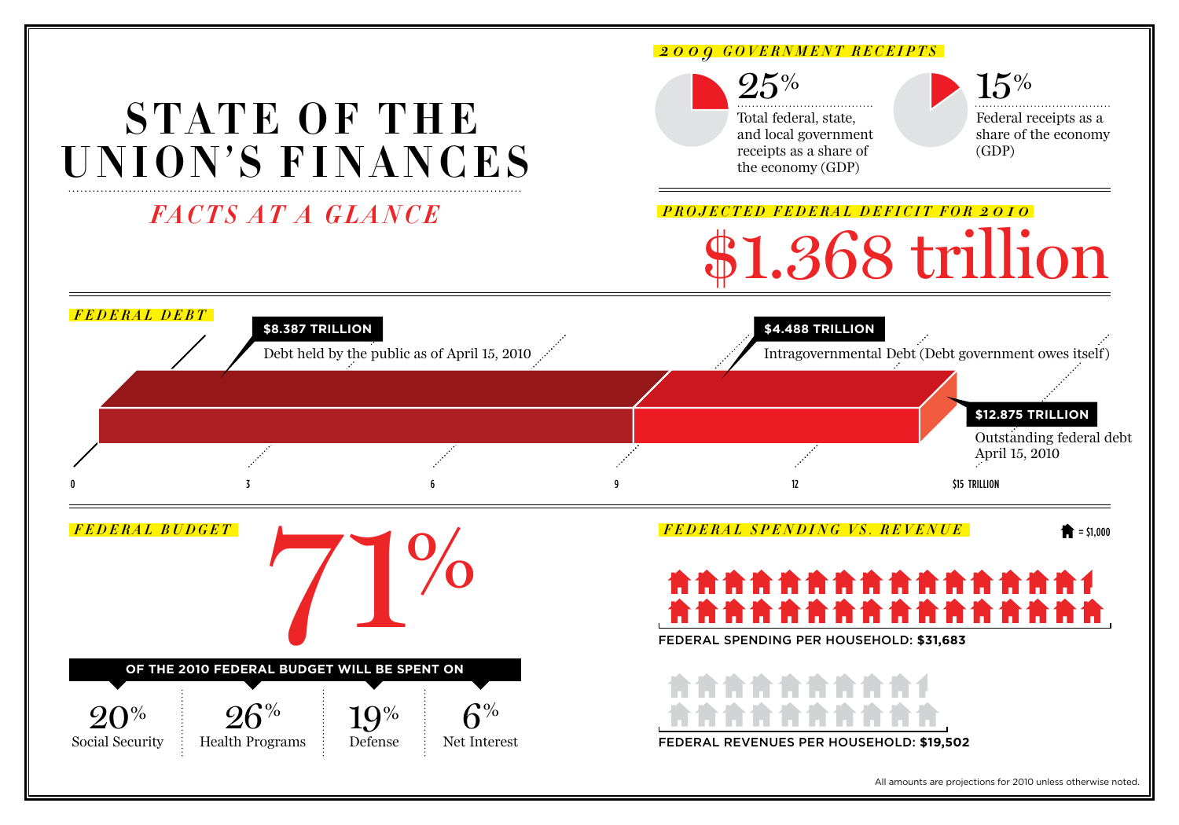# STATE OF THE UNION'S FINANCES

## *FACTS AT A GLANCE*

### *2009 GOVERNMENT RECEIPTS*

**25%** Total federal, state, and local government receipts as a share of the economy (GDP)

**15%** Federal receipts as a share of the economy (GDP)

### *PROJECTED FEDERAL DEFICIT FOR 2010*

**$1.368 trillion**

### *FEDERAL DEBT*

**$8.387 TRILLION** Debt held by the public as of April 15, 2010

**$4.488 TRILLION** Intragovernmental Debt (Debt government owes itself)

**$12.875 TRILLION** Outstanding federal debt April 15, 2010

0 | 3 | 6 | 9 | 12 | $15 TRILLION

### *FEDERAL BUDGET*

**71%**

**OF THE 2010 FEDERAL BUDGET WILL BE SPENT ON**

| 20% | 26% | 19% | 6% |
|---|---|---|---|
| Social Security | Health Programs | Defense | Net Interest |

### *FEDERAL SPENDING VS. REVENUE*

(house icon) = $1,000

**FEDERAL SPENDING PER HOUSEHOLD: $31,683**

**FEDERAL REVENUES PER HOUSEHOLD: $19,502**

All amounts are projections for 2010 unless otherwise noted.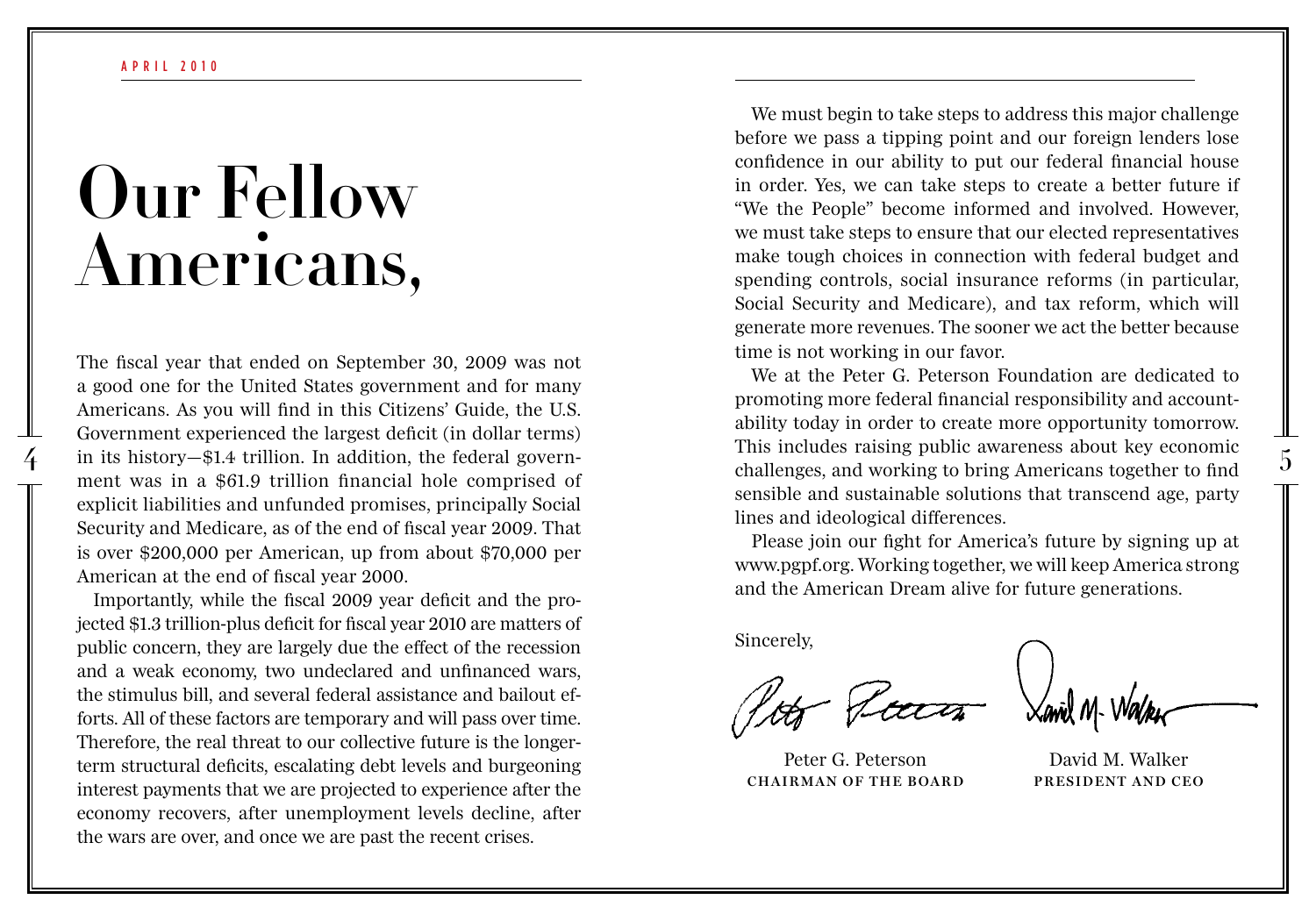APRIL 2010

# Our Fellow Americans,

The fiscal year that ended on September 30, 2009 was not a good one for the United States government and for many Americans. As you will find in this Citizens' Guide, the U.S. Government experienced the largest deficit (in dollar terms) in its history—$1.4 trillion. In addition, the federal government was in a $61.9 trillion financial hole comprised of explicit liabilities and unfunded promises, principally Social Security and Medicare, as of the end of fiscal year 2009. That is over $200,000 per American, up from about $70,000 per American at the end of fiscal year 2000.

Importantly, while the fiscal 2009 year deficit and the projected $1.3 trillion-plus deficit for fiscal year 2010 are matters of public concern, they are largely due the effect of the recession and a weak economy, two undeclared and unfinanced wars, the stimulus bill, and several federal assistance and bailout efforts. All of these factors are temporary and will pass over time. Therefore, the real threat to our collective future is the longer-term structural deficits, escalating debt levels and burgeoning interest payments that we are projected to experience after the economy recovers, after unemployment levels decline, after the wars are over, and once we are past the recent crises.

We must begin to take steps to address this major challenge before we pass a tipping point and our foreign lenders lose confidence in our ability to put our federal financial house in order. Yes, we can take steps to create a better future if "We the People" become informed and involved. However, we must take steps to ensure that our elected representatives make tough choices in connection with federal budget and spending controls, social insurance reforms (in particular, Social Security and Medicare), and tax reform, which will generate more revenues. The sooner we act the better because time is not working in our favor.

We at the Peter G. Peterson Foundation are dedicated to promoting more federal financial responsibility and accountability today in order to create more opportunity tomorrow. This includes raising public awareness about key economic challenges, and working to bring Americans together to find sensible and sustainable solutions that transcend age, party lines and ideological differences.

Please join our fight for America's future by signing up at www.pgpf.org. Working together, we will keep America strong and the American Dream alive for future generations.

Sincerely,

Peter G. Peterson
**CHAIRMAN OF THE BOARD**

David M. Walker
**PRESIDENT AND CEO**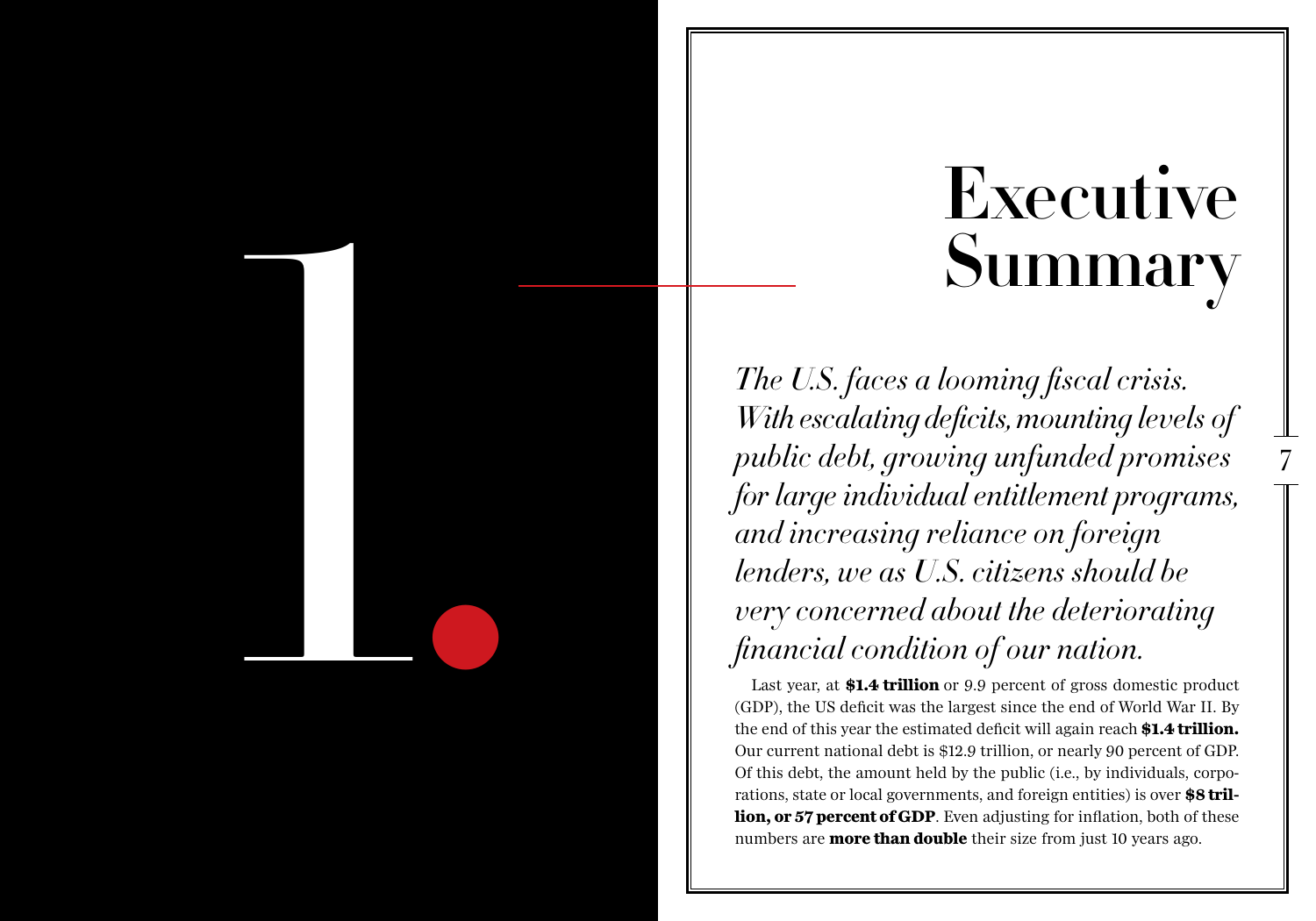# 1. Executive Summary

*The U.S. faces a looming fiscal crisis. With escalating deficits, mounting levels of public debt, growing unfunded promises for large individual entitlement programs, and increasing reliance on foreign lenders, we as U.S. citizens should be very concerned about the deteriorating financial condition of our nation.*

Last year, at **$1.4 trillion** or 9.9 percent of gross domestic product (GDP), the US deficit was the largest since the end of World War II. By the end of this year the estimated deficit will again reach **$1.4 trillion.** Our current national debt is $12.9 trillion, or nearly 90 percent of GDP. Of this debt, the amount held by the public (i.e., by individuals, corporations, state or local governments, and foreign entities) is over **$8 trillion, or 57 percent of GDP**. Even adjusting for inflation, both of these numbers are **more than double** their size from just 10 years ago.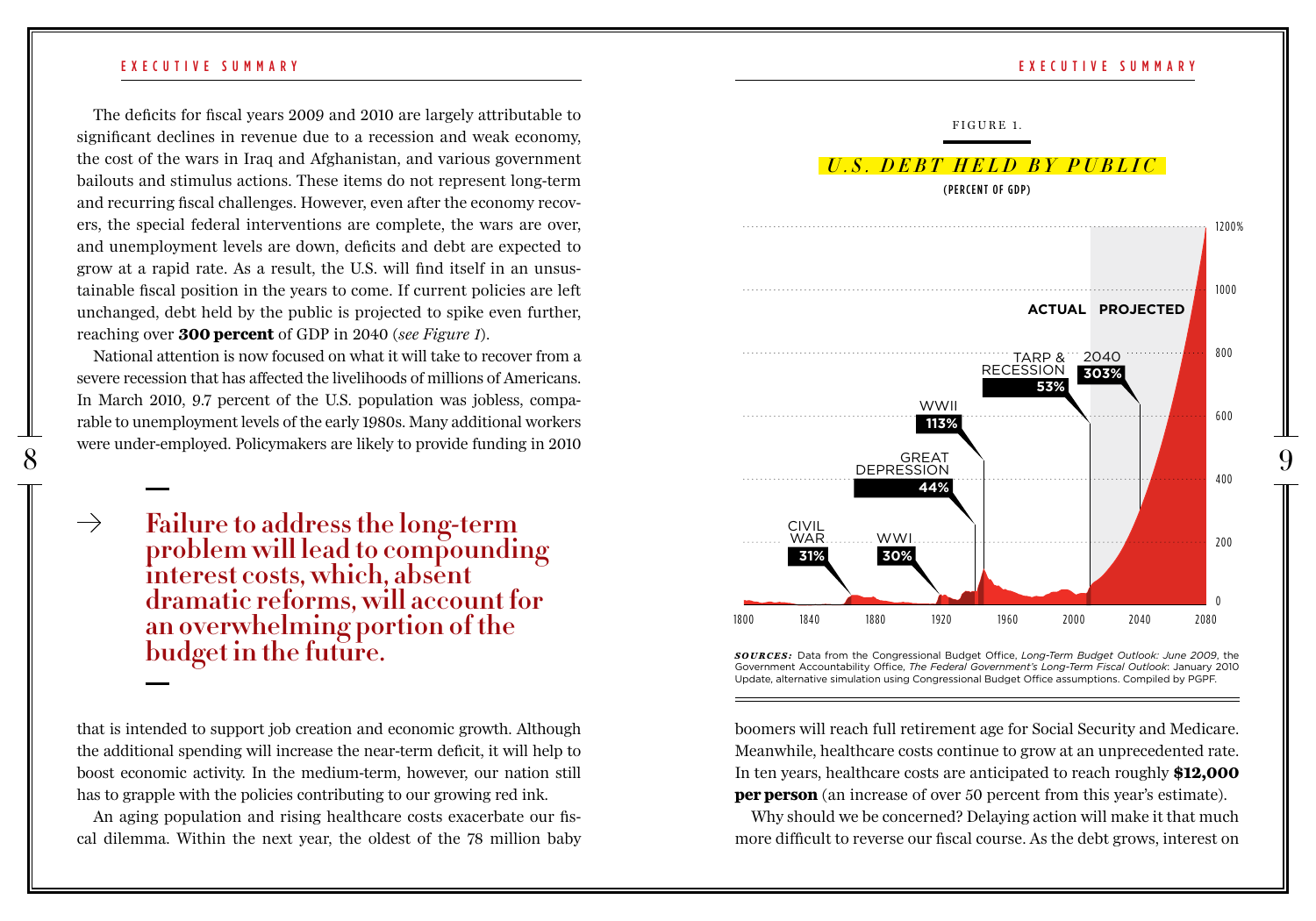The deficits for fiscal years 2009 and 2010 are largely attributable to significant declines in revenue due to a recession and weak economy, the cost of the wars in Iraq and Afghanistan, and various government bailouts and stimulus actions. These items do not represent long-term and recurring fiscal challenges. However, even after the economy recovers, the special federal interventions are complete, the wars are over, and unemployment levels are down, deficits and debt are expected to grow at a rapid rate. As a result, the U.S. will find itself in an unsustainable fiscal position in the years to come. If current policies are left unchanged, debt held by the public is projected to spike even further, reaching over **300 percent** of GDP in 2040 (*see Figure 1*).

National attention is now focused on what it will take to recover from a severe recession that has affected the livelihoods of millions of Americans. In March 2010, 9.7 percent of the U.S. population was jobless, comparable to unemployment levels of the early 1980s. Many additional workers were under-employed. Policymakers are likely to provide funding in 2010 that is intended to support job creation and economic growth. Although the additional spending will increase the near-term deficit, it will help to boost economic activity. In the medium-term, however, our nation still has to grapple with the policies contributing to our growing red ink.

> → **Failure to address the long-term problem will lead to compounding interest costs, which, absent dramatic reforms, will account for an overwhelming portion of the budget in the future.**

An aging population and rising healthcare costs exacerbate our fiscal dilemma. Within the next year, the oldest of the 78 million baby boomers will reach full retirement age for Social Security and Medicare. Meanwhile, healthcare costs continue to grow at an unprecedented rate. In ten years, healthcare costs are anticipated to reach roughly **$12,000 per person** (an increase of over 50 percent from this year's estimate).

Why should we be concerned? Delaying action will make it that much more difficult to reverse our fiscal course. As the debt grows, interest on

FIGURE 1.

***U.S. DEBT HELD BY PUBLIC***

(PERCENT OF GDP)

Chart labels: CIVIL WAR 31%; WWI 30%; GREAT DEPRESSION 44%; WWII 113%; TARP & RECESSION 53%; 2040 303%; ACTUAL; PROJECTED. Y-axis: 0, 200, 400, 600, 800, 1000, 1200%. X-axis: 1800, 1840, 1880, 1920, 1960, 2000, 2040, 2080.

***SOURCES:*** Data from the Congressional Budget Office, *Long-Term Budget Outlook: June 2009*, the Government Accountability Office, *The Federal Government's Long-Term Fiscal Outlook*: January 2010 Update, alternative simulation using Congressional Budget Office assumptions. Compiled by PGPF.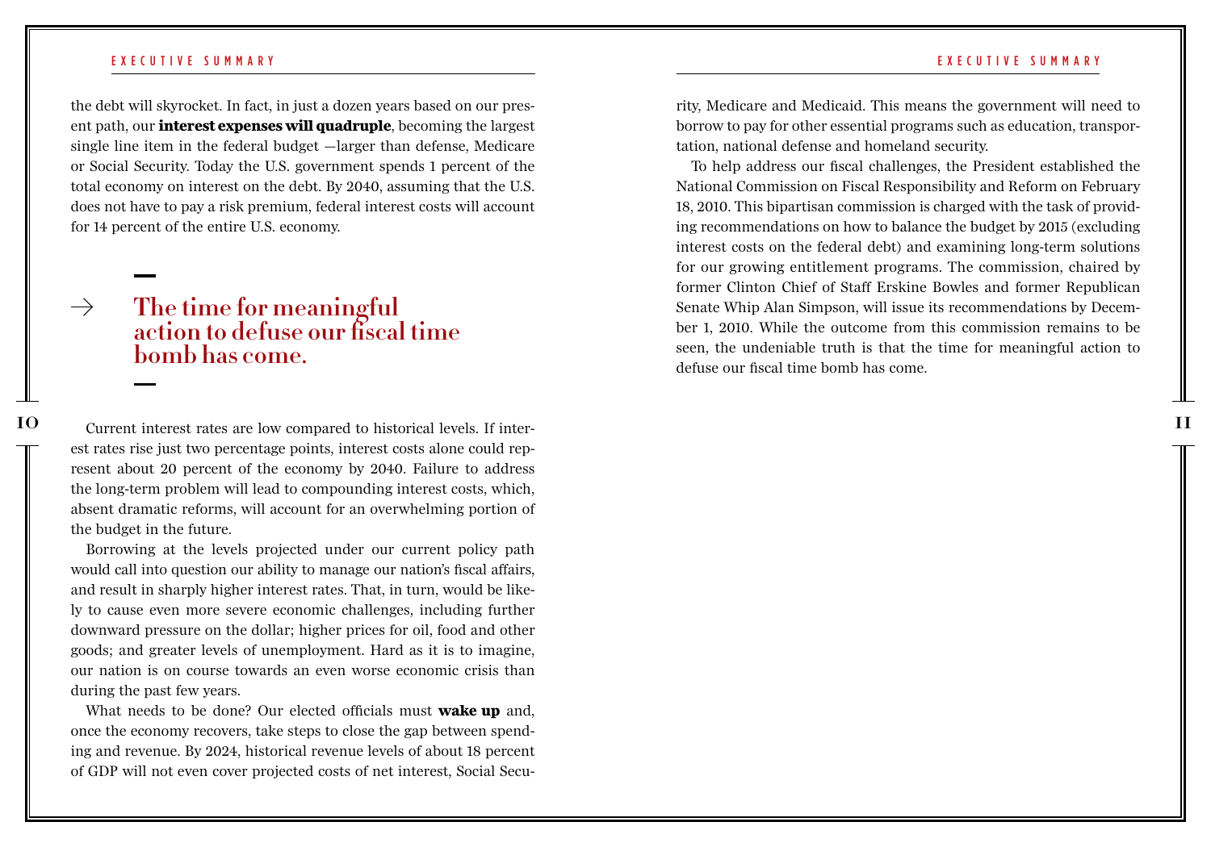the debt will skyrocket. In fact, in just a dozen years based on our present path, our **interest expenses will quadruple**, becoming the largest single line item in the federal budget —larger than defense, Medicare or Social Security. Today the U.S. government spends 1 percent of the total economy on interest on the debt. By 2040, assuming that the U.S. does not have to pay a risk premium, federal interest costs will account for 14 percent of the entire U.S. economy.

> → **The time for meaningful action to defuse our fiscal time bomb has come.**

Current interest rates are low compared to historical levels. If interest rates rise just two percentage points, interest costs alone could represent about 20 percent of the economy by 2040. Failure to address the long-term problem will lead to compounding interest costs, which, absent dramatic reforms, will account for an overwhelming portion of the budget in the future.

Borrowing at the levels projected under our current policy path would call into question our ability to manage our nation's fiscal affairs, and result in sharply higher interest rates. That, in turn, would be likely to cause even more severe economic challenges, including further downward pressure on the dollar; higher prices for oil, food and other goods; and greater levels of unemployment. Hard as it is to imagine, our nation is on course towards an even worse economic crisis than during the past few years.

What needs to be done? Our elected officials must **wake up** and, once the economy recovers, take steps to close the gap between spending and revenue. By 2024, historical revenue levels of about 18 percent of GDP will not even cover projected costs of net interest, Social Security, Medicare and Medicaid. This means the government will need to borrow to pay for other essential programs such as education, transportation, national defense and homeland security.

To help address our fiscal challenges, the President established the National Commission on Fiscal Responsibility and Reform on February 18, 2010. This bipartisan commission is charged with the task of providing recommendations on how to balance the budget by 2015 (excluding interest costs on the federal debt) and examining long-term solutions for our growing entitlement programs. The commission, chaired by former Clinton Chief of Staff Erskine Bowles and former Republican Senate Whip Alan Simpson, will issue its recommendations by December 1, 2010. While the outcome from this commission remains to be seen, the undeniable truth is that the time for meaningful action to defuse our fiscal time bomb has come.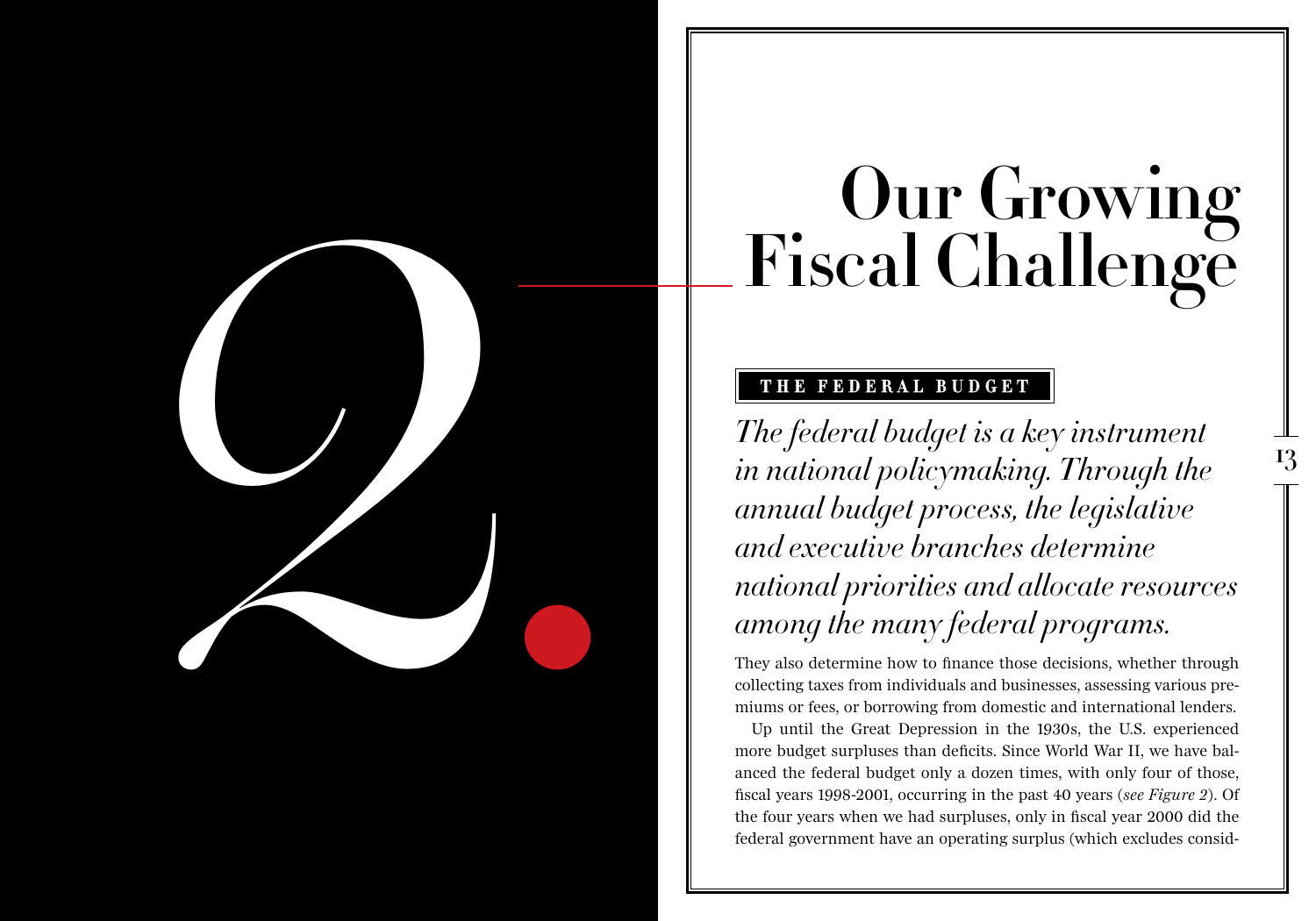# 2. Our Growing Fiscal Challenge

## THE FEDERAL BUDGET

*The federal budget is a key instrument in national policymaking. Through the annual budget process, the legislative and executive branches determine national priorities and allocate resources among the many federal programs.*

They also determine how to finance those decisions, whether through collecting taxes from individuals and businesses, assessing various premiums or fees, or borrowing from domestic and international lenders.

Up until the Great Depression in the 1930s, the U.S. experienced more budget surpluses than deficits. Since World War II, we have balanced the federal budget only a dozen times, with only four of those, fiscal years 1998-2001, occurring in the past 40 years (*see Figure 2*). Of the four years when we had surpluses, only in fiscal year 2000 did the federal government have an operating surplus (which excludes consid-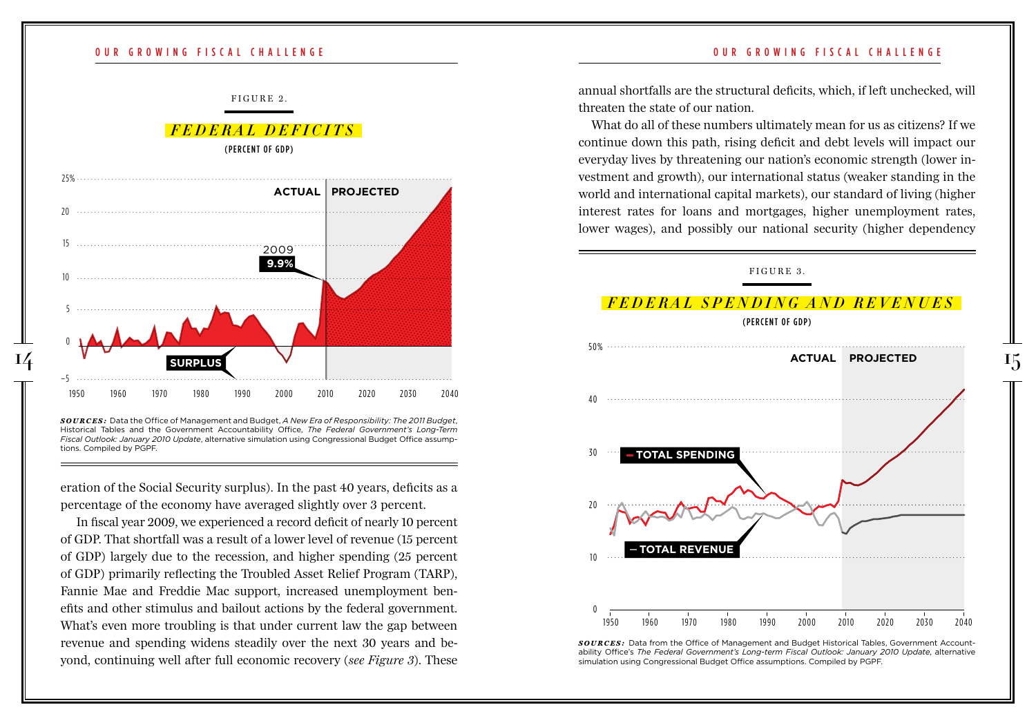FIGURE 2.

### *FEDERAL DEFICITS*

(PERCENT OF GDP)

***SOURCES:*** Data the Office of Management and Budget, *A New Era of Responsibility: The 2011 Budget*, Historical Tables and the Government Accountability Office, *The Federal Government's Long-Term Fiscal Outlook: January 2010 Update*, alternative simulation using Congressional Budget Office assumptions. Compiled by PGPF.

eration of the Social Security surplus). In the past 40 years, deficits as a percentage of the economy have averaged slightly over 3 percent.

In fiscal year 2009, we experienced a record deficit of nearly 10 percent of GDP. That shortfall was a result of a lower level of revenue (15 percent of GDP) largely due to the recession, and higher spending (25 percent of GDP) primarily reflecting the Troubled Asset Relief Program (TARP), Fannie Mae and Freddie Mac support, increased unemployment benefits and other stimulus and bailout actions by the federal government. What's even more troubling is that under current law the gap between revenue and spending widens steadily over the next 30 years and beyond, continuing well after full economic recovery (*see Figure 3*). These annual shortfalls are the structural deficits, which, if left unchecked, will threaten the state of our nation.

What do all of these numbers ultimately mean for us as citizens? If we continue down this path, rising deficit and debt levels will impact our everyday lives by threatening our nation's economic strength (lower investment and growth), our international status (weaker standing in the world and international capital markets), our standard of living (higher interest rates for loans and mortgages, higher unemployment rates, lower wages), and possibly our national security (higher dependency

FIGURE 3.

### *FEDERAL SPENDING AND REVENUES*

(PERCENT OF GDP)

***SOURCES:*** Data from the Office of Management and Budget Historical Tables, Government Accountability Office's *The Federal Government's Long-term Fiscal Outlook: January 2010 Update*, alternative simulation using Congressional Budget Office assumptions. Compiled by PGPF.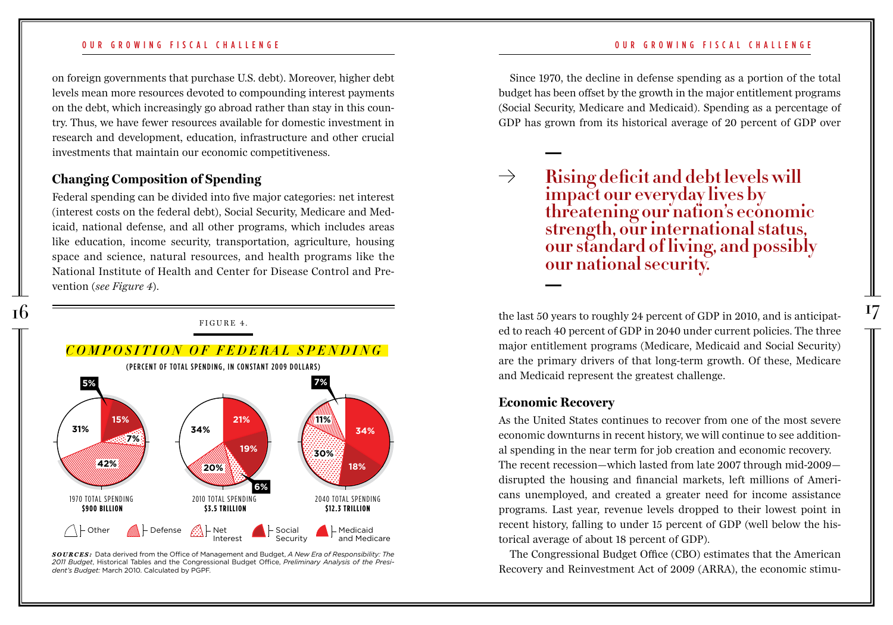on foreign governments that purchase U.S. debt). Moreover, higher debt levels mean more resources devoted to compounding interest payments on the debt, which increasingly go abroad rather than stay in this country. Thus, we have fewer resources available for domestic investment in research and development, education, infrastructure and other crucial investments that maintain our economic competitiveness.

### Changing Composition of Spending

Federal spending can be divided into five major categories: net interest (interest costs on the federal debt), Social Security, Medicare and Medicaid, national defense, and all other programs, which includes areas like education, income security, transportation, agriculture, housing space and science, natural resources, and health programs like the National Institute of Health and Center for Disease Control and Prevention (*see Figure 4*).

FIGURE 4.

***COMPOSITION OF FEDERAL SPENDING***

**(PERCENT OF TOTAL SPENDING, IN CONSTANT 2009 DOLLARS)**

| | 1970 TOTAL SPENDING **$900 BILLION** | 2010 TOTAL SPENDING **$3.5 TRILLION** | 2040 TOTAL SPENDING **$12.3 TRILLION** |
|---|---|---|---|
| Other | 31% | 34% | 7% |
| Defense | 42% | 20% | 11% |
| Net Interest | 7% | 6% | 30% |
| Social Security | 15% | 19% | 18% |
| Medicaid and Medicare | 5% | 21% | 34% |

***SOURCES:*** Data derived from the Office of Management and Budget, *A New Era of Responsibility: The 2011 Budget*, Historical Tables and the Congressional Budget Office, *Preliminary Analysis of the President's Budget:* March 2010. Calculated by PGPF.

Since 1970, the decline in defense spending as a portion of the total budget has been offset by the growth in the major entitlement programs (Social Security, Medicare and Medicaid). Spending as a percentage of GDP has grown from its historical average of 20 percent of GDP over the last 50 years to roughly 24 percent of GDP in 2010, and is anticipated to reach 40 percent of GDP in 2040 under current policies. The three major entitlement programs (Medicare, Medicaid and Social Security) are the primary drivers of that long-term growth. Of these, Medicare and Medicaid represent the greatest challenge.

> **Rising deficit and debt levels will impact our everyday lives by threatening our nation's economic strength, our international status, our standard of living, and possibly our national security.**

### Economic Recovery

As the United States continues to recover from one of the most severe economic downturns in recent history, we will continue to see additional spending in the near term for job creation and economic recovery. The recent recession—which lasted from late 2007 through mid-2009—disrupted the housing and financial markets, left millions of Americans unemployed, and created a greater need for income assistance programs. Last year, revenue levels dropped to their lowest point in recent history, falling to under 15 percent of GDP (well below the historical average of about 18 percent of GDP).

The Congressional Budget Office (CBO) estimates that the American Recovery and Reinvestment Act of 2009 (ARRA), the economic stimu-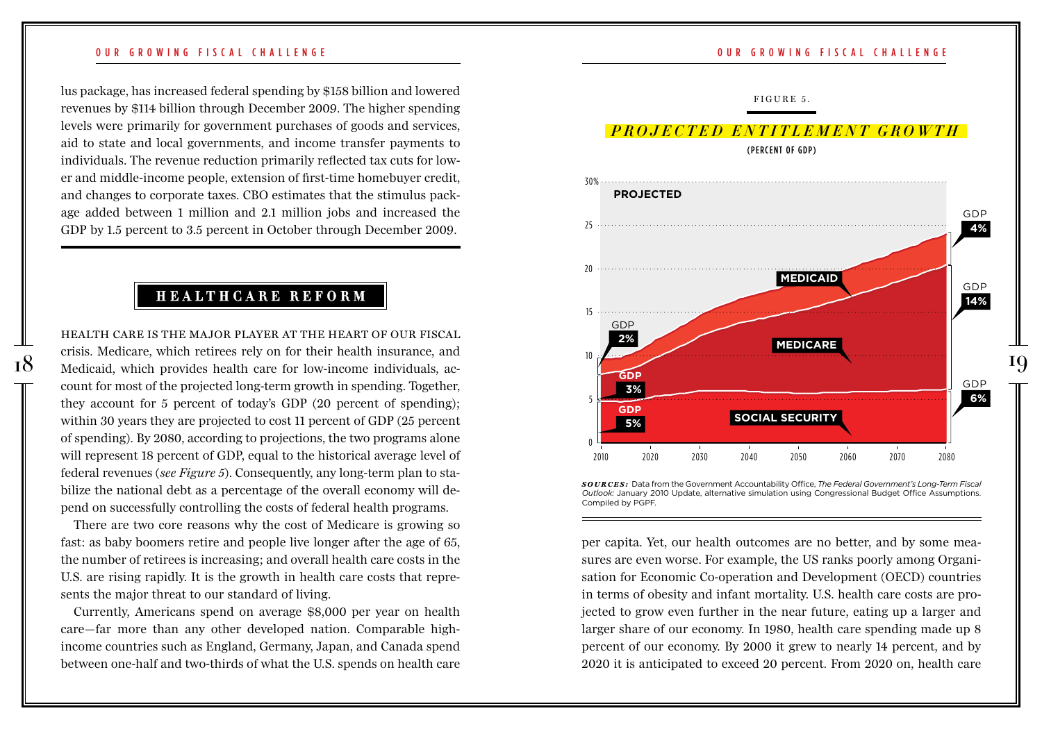lus package, has increased federal spending by $158 billion and lowered revenues by $114 billion through December 2009. The higher spending levels were primarily for government purchases of goods and services, aid to state and local governments, and income transfer payments to individuals. The revenue reduction primarily reflected tax cuts for lower and middle-income people, extension of first-time homebuyer credit, and changes to corporate taxes. CBO estimates that the stimulus package added between 1 million and 2.1 million jobs and increased the GDP by 1.5 percent to 3.5 percent in October through December 2009.

## HEALTHCARE REFORM

HEALTH CARE IS THE MAJOR PLAYER AT THE HEART OF OUR FISCAL crisis. Medicare, which retirees rely on for their health insurance, and Medicaid, which provides health care for low-income individuals, account for most of the projected long-term growth in spending. Together, they account for 5 percent of today's GDP (20 percent of spending); within 30 years they are projected to cost 11 percent of GDP (25 percent of spending). By 2080, according to projections, the two programs alone will represent 18 percent of GDP, equal to the historical average level of federal revenues (*see Figure 5*). Consequently, any long-term plan to stabilize the national debt as a percentage of the overall economy will depend on successfully controlling the costs of federal health programs.

There are two core reasons why the cost of Medicare is growing so fast: as baby boomers retire and people live longer after the age of 65, the number of retirees is increasing; and overall health care costs in the U.S. are rising rapidly. It is the growth in health care costs that represents the major threat to our standard of living.

Currently, Americans spend on average $8,000 per year on health care—far more than any other developed nation. Comparable high-income countries such as England, Germany, Japan, and Canada spend between one-half and two-thirds of what the U.S. spends on health care per capita. Yet, our health outcomes are no better, and by some measures are even worse. For example, the US ranks poorly among Organisation for Economic Co-operation and Development (OECD) countries in terms of obesity and infant mortality. U.S. health care costs are projected to grow even further in the near future, eating up a larger and larger share of our economy. In 1980, health care spending made up 8 percent of our economy. By 2000 it grew to nearly 14 percent, and by 2020 it is anticipated to exceed 20 percent. From 2020 on, health care

FIGURE 5.

***PROJECTED ENTITLEMENT GROWTH***

(PERCENT OF GDP)

PROJECTED

| | 2010 | 2080 |
|---|---|---|
| Medicaid | GDP 2% | GDP 4% |
| Medicare | GDP 3% | GDP 14% |
| Social Security | GDP 5% | GDP 6% |

***SOURCES:*** Data from the Government Accountability Office, *The Federal Government's Long-Term Fiscal Outlook:* January 2010 Update, alternative simulation using Congressional Budget Office Assumptions. Compiled by PGPF.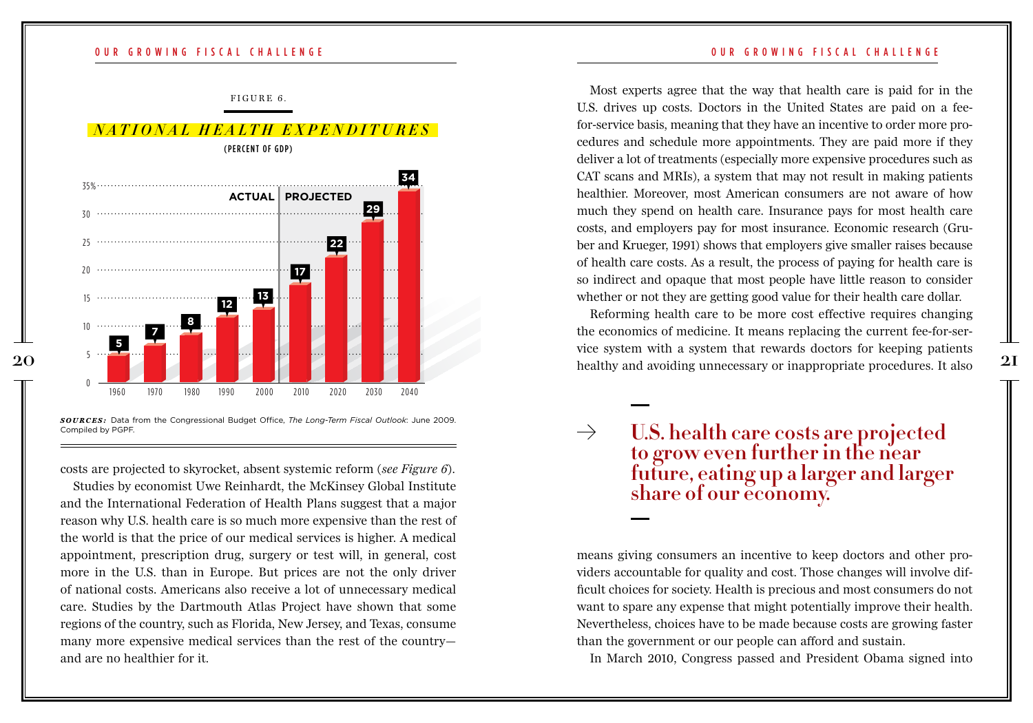FIGURE 6.

## *NATIONAL HEALTH EXPENDITURES*

(PERCENT OF GDP)

| Year | Percent of GDP | |
|---|---|---|
| 1960 | 5 | Actual |
| 1970 | 7 | Actual |
| 1980 | 8 | Actual |
| 1990 | 12 | Actual |
| 2000 | 13 | Actual |
| 2010 | 17 | Projected |
| 2020 | 22 | Projected |
| 2030 | 29 | Projected |
| 2040 | 34 | Projected |

***SOURCES:*** Data from the Congressional Budget Office, *The Long-Term Fiscal Outlook*: June 2009. Compiled by PGPF.

costs are projected to skyrocket, absent systemic reform (*see Figure 6*).

Studies by economist Uwe Reinhardt, the McKinsey Global Institute and the International Federation of Health Plans suggest that a major reason why U.S. health care is so much more expensive than the rest of the world is that the price of our medical services is higher. A medical appointment, prescription drug, surgery or test will, in general, cost more in the U.S. than in Europe. But prices are not the only driver of national costs. Americans also receive a lot of unnecessary medical care. Studies by the Dartmouth Atlas Project have shown that some regions of the country, such as Florida, New Jersey, and Texas, consume many more expensive medical services than the rest of the country—and are no healthier for it.

Most experts agree that the way that health care is paid for in the U.S. drives up costs. Doctors in the United States are paid on a fee-for-service basis, meaning that they have an incentive to order more procedures and schedule more appointments. They are paid more if they deliver a lot of treatments (especially more expensive procedures such as CAT scans and MRIs), a system that may not result in making patients healthier. Moreover, most American consumers are not aware of how much they spend on health care. Insurance pays for most health care costs, and employers pay for most insurance. Economic research (Gruber and Krueger, 1991) shows that employers give smaller raises because of health care costs. As a result, the process of paying for health care is so indirect and opaque that most people have little reason to consider whether or not they are getting good value for their health care dollar.

Reforming health care to be more cost effective requires changing the economics of medicine. It means replacing the current fee-for-service system with a system that rewards doctors for keeping patients healthy and avoiding unnecessary or inappropriate procedures. It also means giving consumers an incentive to keep doctors and other providers accountable for quality and cost. Those changes will involve difficult choices for society. Health is precious and most consumers do not want to spare any expense that might potentially improve their health. Nevertheless, choices have to be made because costs are growing faster than the government or our people can afford and sustain.

> → **U.S. health care costs are projected to grow even further in the near future, eating up a larger and larger share of our economy.**

In March 2010, Congress passed and President Obama signed into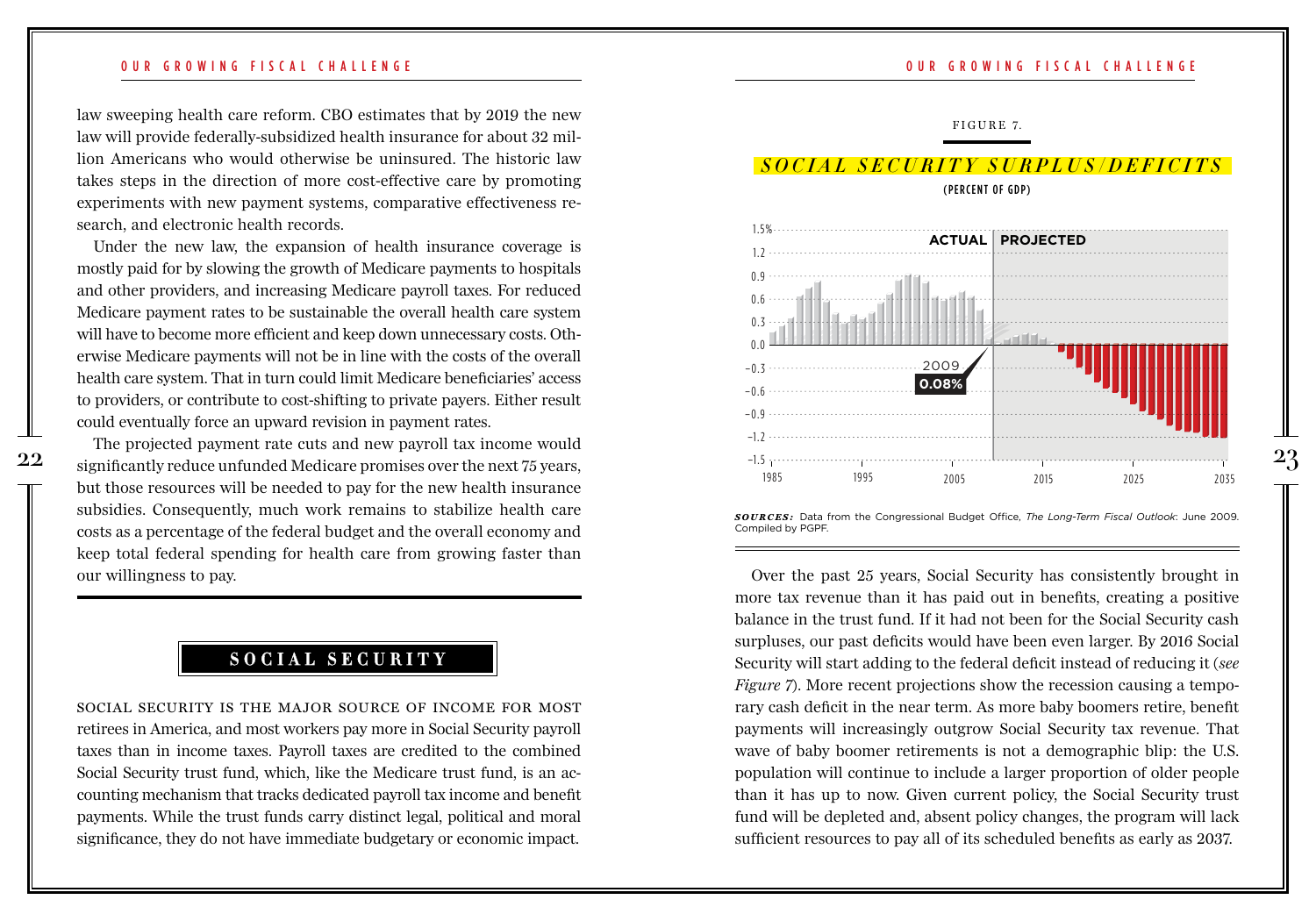law sweeping health care reform. CBO estimates that by 2019 the new law will provide federally-subsidized health insurance for about 32 million Americans who would otherwise be uninsured. The historic law takes steps in the direction of more cost-effective care by promoting experiments with new payment systems, comparative effectiveness research, and electronic health records.

Under the new law, the expansion of health insurance coverage is mostly paid for by slowing the growth of Medicare payments to hospitals and other providers, and increasing Medicare payroll taxes. For reduced Medicare payment rates to be sustainable the overall health care system will have to become more efficient and keep down unnecessary costs. Otherwise Medicare payments will not be in line with the costs of the overall health care system. That in turn could limit Medicare beneficiaries' access to providers, or contribute to cost-shifting to private payers. Either result could eventually force an upward revision in payment rates.

The projected payment rate cuts and new payroll tax income would significantly reduce unfunded Medicare promises over the next 75 years, but those resources will be needed to pay for the new health insurance subsidies. Consequently, much work remains to stabilize health care costs as a percentage of the federal budget and the overall economy and keep total federal spending for health care from growing faster than our willingness to pay.

## SOCIAL SECURITY

Social Security is the major source of income for most retirees in America, and most workers pay more in Social Security payroll taxes than in income taxes. Payroll taxes are credited to the combined Social Security trust fund, which, like the Medicare trust fund, is an accounting mechanism that tracks dedicated payroll tax income and benefit payments. While the trust funds carry distinct legal, political and moral significance, they do not have immediate budgetary or economic impact.

FIGURE 7.

***SOCIAL SECURITY SURPLUS/DEFICITS***

(PERCENT OF GDP)

***SOURCES:*** Data from the Congressional Budget Office, *The Long-Term Fiscal Outlook*: June 2009. Compiled by PGPF.

Over the past 25 years, Social Security has consistently brought in more tax revenue than it has paid out in benefits, creating a positive balance in the trust fund. If it had not been for the Social Security cash surpluses, our past deficits would have been even larger. By 2016 Social Security will start adding to the federal deficit instead of reducing it (*see Figure 7*). More recent projections show the recession causing a temporary cash deficit in the near term. As more baby boomers retire, benefit payments will increasingly outgrow Social Security tax revenue. That wave of baby boomer retirements is not a demographic blip: the U.S. population will continue to include a larger proportion of older people than it has up to now. Given current policy, the Social Security trust fund will be depleted and, absent policy changes, the program will lack sufficient resources to pay all of its scheduled benefits as early as 2037.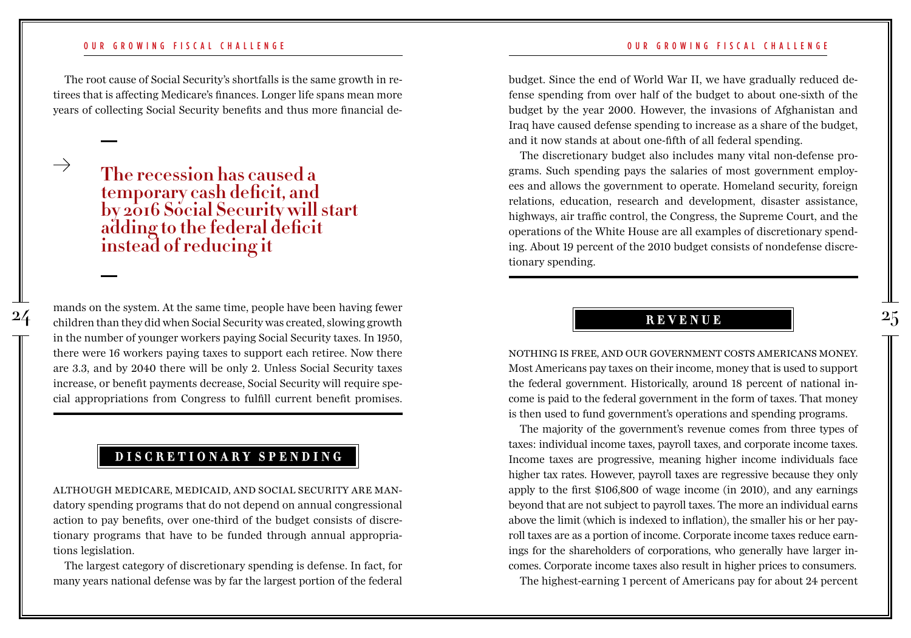The root cause of Social Security's shortfalls is the same growth in retirees that is affecting Medicare's finances. Longer life spans mean more years of collecting Social Security benefits and thus more financial demands on the system. At the same time, people have been having fewer children than they did when Social Security was created, slowing growth in the number of younger workers paying Social Security taxes. In 1950, there were 16 workers paying taxes to support each retiree. Now there are 3.3, and by 2040 there will be only 2. Unless Social Security taxes increase, or benefit payments decrease, Social Security will require special appropriations from Congress to fulfill current benefit promises.

> → **The recession has caused a temporary cash deficit, and by 2016 Social Security will start adding to the federal deficit instead of reducing it**

## DISCRETIONARY SPENDING

ALTHOUGH MEDICARE, MEDICAID, AND SOCIAL SECURITY ARE MANdatory spending programs that do not depend on annual congressional action to pay benefits, over one-third of the budget consists of discretionary programs that have to be funded through annual appropriations legislation.

The largest category of discretionary spending is defense. In fact, for many years national defense was by far the largest portion of the federal budget. Since the end of World War II, we have gradually reduced defense spending from over half of the budget to about one-sixth of the budget by the year 2000. However, the invasions of Afghanistan and Iraq have caused defense spending to increase as a share of the budget, and it now stands at about one-fifth of all federal spending.

The discretionary budget also includes many vital non-defense programs. Such spending pays the salaries of most government employees and allows the government to operate. Homeland security, foreign relations, education, research and development, disaster assistance, highways, air traffic control, the Congress, the Supreme Court, and the operations of the White House are all examples of discretionary spending. About 19 percent of the 2010 budget consists of nondefense discretionary spending.

## REVENUE

NOTHING IS FREE, AND OUR GOVERNMENT COSTS AMERICANS MONEY. Most Americans pay taxes on their income, money that is used to support the federal government. Historically, around 18 percent of national income is paid to the federal government in the form of taxes. That money is then used to fund government's operations and spending programs.

The majority of the government's revenue comes from three types of taxes: individual income taxes, payroll taxes, and corporate income taxes. Income taxes are progressive, meaning higher income individuals face higher tax rates. However, payroll taxes are regressive because they only apply to the first $106,800 of wage income (in 2010), and any earnings beyond that are not subject to payroll taxes. The more an individual earns above the limit (which is indexed to inflation), the smaller his or her payroll taxes are as a portion of income. Corporate income taxes reduce earnings for the shareholders of corporations, who generally have larger incomes. Corporate income taxes also result in higher prices to consumers.

The highest-earning 1 percent of Americans pay for about 24 percent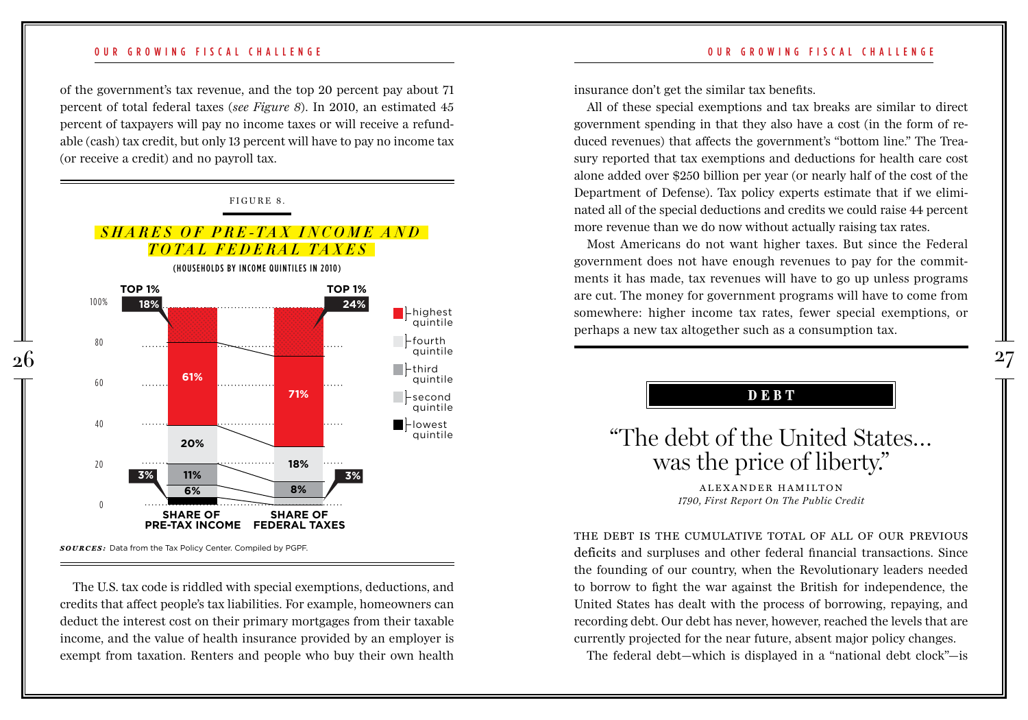of the government's tax revenue, and the top 20 percent pay about 71 percent of total federal taxes (*see Figure 8*). In 2010, an estimated 45 percent of taxpayers will pay no income taxes or will receive a refundable (cash) tax credit, but only 13 percent will have to pay no income tax (or receive a credit) and no payroll tax.

FIGURE 8.

***SHARES OF PRE-TAX INCOME AND TOTAL FEDERAL TAXES***

(HOUSEHOLDS BY INCOME QUINTILES IN 2010)

| Quintile | Share of Pre-Tax Income | Share of Federal Taxes |
|---|---|---|
| Top 1% | 18% | 24% |
| Highest quintile | 61% | 71% |
| Fourth quintile | 20% | 18% |
| Third quintile | 11% | 8% |
| Second quintile | 6% | 3% |
| Lowest quintile | 3% | |

***SOURCES:*** Data from the Tax Policy Center. Compiled by PGPF.

The U.S. tax code is riddled with special exemptions, deductions, and credits that affect people's tax liabilities. For example, homeowners can deduct the interest cost on their primary mortgages from their taxable income, and the value of health insurance provided by an employer is exempt from taxation. Renters and people who buy their own health insurance don't get the similar tax benefits.

All of these special exemptions and tax breaks are similar to direct government spending in that they also have a cost (in the form of reduced revenues) that affects the government's "bottom line." The Treasury reported that tax exemptions and deductions for health care cost alone added over $250 billion per year (or nearly half of the cost of the Department of Defense). Tax policy experts estimate that if we eliminated all of the special deductions and credits we could raise 44 percent more revenue than we do now without actually raising tax rates.

Most Americans do not want higher taxes. But since the Federal government does not have enough revenues to pay for the commitments it has made, tax revenues will have to go up unless programs are cut. The money for government programs will have to come from somewhere: higher income tax rates, fewer special exemptions, or perhaps a new tax altogether such as a consumption tax.

## DEBT

> "The debt of the United States... was the price of liberty."
>
> ALEXANDER HAMILTON
> *1790, First Report On The Public Credit*

THE DEBT IS THE CUMULATIVE TOTAL OF ALL OF OUR PREVIOUS deficits and surpluses and other federal financial transactions. Since the founding of our country, when the Revolutionary leaders needed to borrow to fight the war against the British for independence, the United States has dealt with the process of borrowing, repaying, and recording debt. Our debt has never, however, reached the levels that are currently projected for the near future, absent major policy changes.

The federal debt—which is displayed in a "national debt clock"—is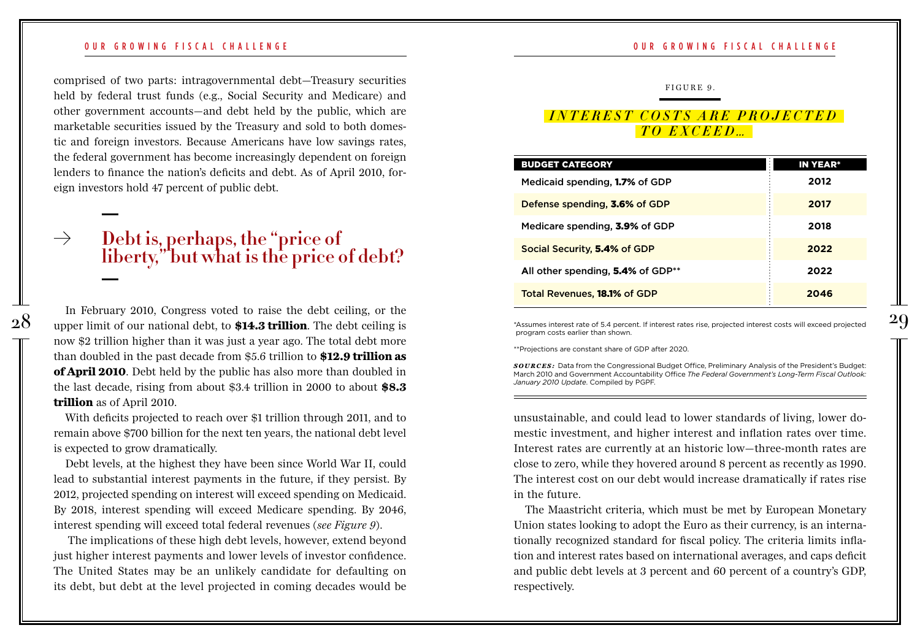comprised of two parts: intragovernmental debt—Treasury securities held by federal trust funds (e.g., Social Security and Medicare) and other government accounts—and debt held by the public, which are marketable securities issued by the Treasury and sold to both domestic and foreign investors. Because Americans have low savings rates, the federal government has become increasingly dependent on foreign lenders to finance the nation's deficits and debt. As of April 2010, foreign investors hold 47 percent of public debt.

## → Debt is, perhaps, the "price of liberty," but what is the price of debt?

In February 2010, Congress voted to raise the debt ceiling, or the upper limit of our national debt, to **$14.3 trillion**. The debt ceiling is now $2 trillion higher than it was just a year ago. The total debt more than doubled in the past decade from $5.6 trillion to **$12.9 trillion as of April 2010**. Debt held by the public has also more than doubled in the last decade, rising from about $3.4 trillion in 2000 to about **$8.3 trillion** as of April 2010.

With deficits projected to reach over $1 trillion through 2011, and to remain above $700 billion for the next ten years, the national debt level is expected to grow dramatically.

Debt levels, at the highest they have been since World War II, could lead to substantial interest payments in the future, if they persist. By 2012, projected spending on interest will exceed spending on Medicaid. By 2018, interest spending will exceed Medicare spending. By 2046, interest spending will exceed total federal revenues (*see Figure 9*).

The implications of these high debt levels, however, extend beyond just higher interest payments and lower levels of investor confidence. The United States may be an unlikely candidate for defaulting on its debt, but debt at the level projected in coming decades would be unsustainable, and could lead to lower standards of living, lower domestic investment, and higher interest and inflation rates over time. Interest rates are currently at an historic low—three-month rates are close to zero, while they hovered around 8 percent as recently as 1990. The interest cost on our debt would increase dramatically if rates rise in the future.

The Maastricht criteria, which must be met by European Monetary Union states looking to adopt the Euro as their currency, is an internationally recognized standard for fiscal policy. The criteria limits inflation and interest rates based on international averages, and caps deficit and public debt levels at 3 percent and 60 percent of a country's GDP, respectively.

FIGURE 9.

### *INTEREST COSTS ARE PROJECTED TO EXCEED…*

| BUDGET CATEGORY | IN YEAR* |
|---|---|
| Medicaid spending, **1.7%** of GDP | 2012 |
| Defense spending, **3.6%** of GDP | 2017 |
| Medicare spending, **3.9%** of GDP | 2018 |
| Social Security, **5.4%** of GDP | 2022 |
| All other spending, **5.4%** of GDP** | 2022 |
| Total Revenues, **18.1%** of GDP | 2046 |

*Assumes interest rate of 5.4 percent. If interest rates rise, projected interest costs will exceed projected program costs earlier than shown.

**Projections are constant share of GDP after 2020.

***SOURCES:*** Data from the Congressional Budget Office, Preliminary Analysis of the President's Budget: March 2010 and Government Accountability Office *The Federal Government's Long-Term Fiscal Outlook: January 2010 Update*. Compiled by PGPF.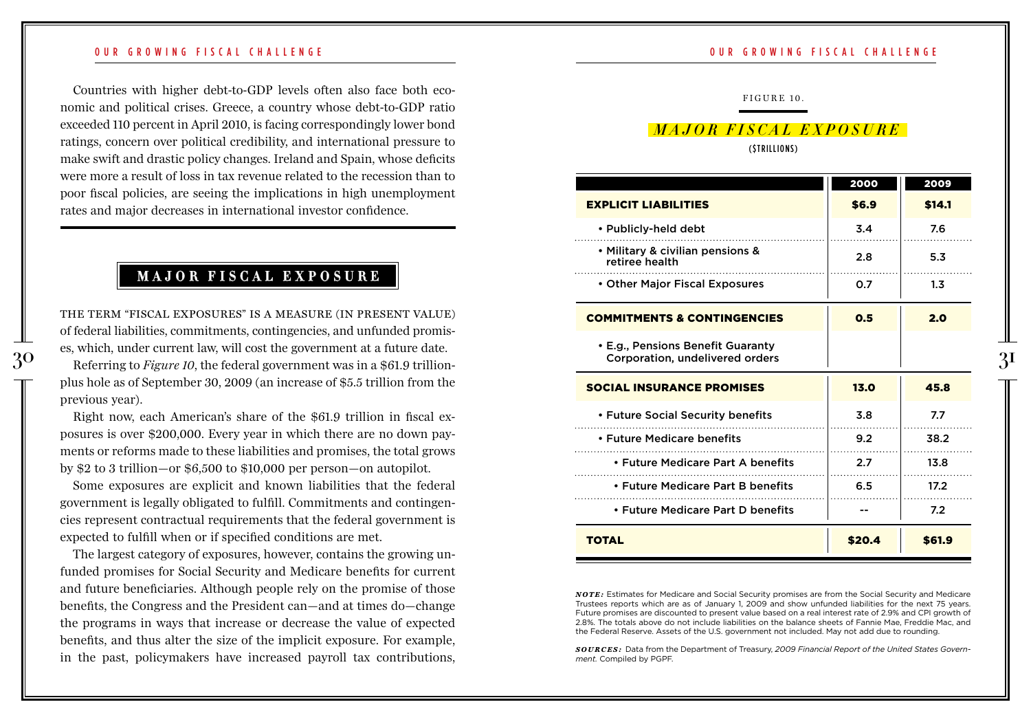Countries with higher debt-to-GDP levels often also face both economic and political crises. Greece, a country whose debt-to-GDP ratio exceeded 110 percent in April 2010, is facing correspondingly lower bond ratings, concern over political credibility, and international pressure to make swift and drastic policy changes. Ireland and Spain, whose deficits were more a result of loss in tax revenue related to the recession than to poor fiscal policies, are seeing the implications in high unemployment rates and major decreases in international investor confidence.

## MAJOR FISCAL EXPOSURE

THE TERM "FISCAL EXPOSURES" IS A MEASURE (IN PRESENT VALUE) of federal liabilities, commitments, contingencies, and unfunded promises, which, under current law, will cost the government at a future date.

Referring to *Figure 10*, the federal government was in a $61.9 trillion-plus hole as of September 30, 2009 (an increase of $5.5 trillion from the previous year).

Right now, each American's share of the $61.9 trillion in fiscal exposures is over $200,000. Every year in which there are no down payments or reforms made to these liabilities and promises, the total grows by $2 to 3 trillion—or $6,500 to $10,000 per person—on autopilot.

Some exposures are explicit and known liabilities that the federal government is legally obligated to fulfill. Commitments and contingencies represent contractual requirements that the federal government is expected to fulfill when or if specified conditions are met.

The largest category of exposures, however, contains the growing unfunded promises for Social Security and Medicare benefits for current and future beneficiaries. Although people rely on the promise of those benefits, the Congress and the President can—and at times do—change the programs in ways that increase or decrease the value of expected benefits, and thus alter the size of the implicit exposure. For example, in the past, policymakers have increased payroll tax contributions,

FIGURE 10.

### *MAJOR FISCAL EXPOSURE*

($TRILLIONS)

| | 2000 | 2009 |
|---|---|---|
| **EXPLICIT LIABILITIES** | **$6.9** | **$14.1** |
| • Publicly-held debt | 3.4 | 7.6 |
| • Military & civilian pensions & retiree health | 2.8 | 5.3 |
| • Other Major Fiscal Exposures | 0.7 | 1.3 |
| **COMMITMENTS & CONTINGENCIES** | **0.5** | **2.0** |
| • E.g., Pensions Benefit Guaranty Corporation, undelivered orders | | |
| **SOCIAL INSURANCE PROMISES** | **13.0** | **45.8** |
| • Future Social Security benefits | 3.8 | 7.7 |
| • Future Medicare benefits | 9.2 | 38.2 |
| • Future Medicare Part A benefits | 2.7 | 13.8 |
| • Future Medicare Part B benefits | 6.5 | 17.2 |
| • Future Medicare Part D benefits | -- | 7.2 |
| **TOTAL** | **$20.4** | **$61.9** |

***NOTE:*** Estimates for Medicare and Social Security promises are from the Social Security and Medicare Trustees reports which are as of January 1, 2009 and show unfunded liabilities for the next 75 years. Future promises are discounted to present value based on a real interest rate of 2.9% and CPI growth of 2.8%. The totals above do not include liabilities on the balance sheets of Fannie Mae, Freddie Mac, and the Federal Reserve. Assets of the U.S. government not included. May not add due to rounding.

***SOURCES:*** Data from the Department of Treasury, *2009 Financial Report of the United States Government*. Compiled by PGPF.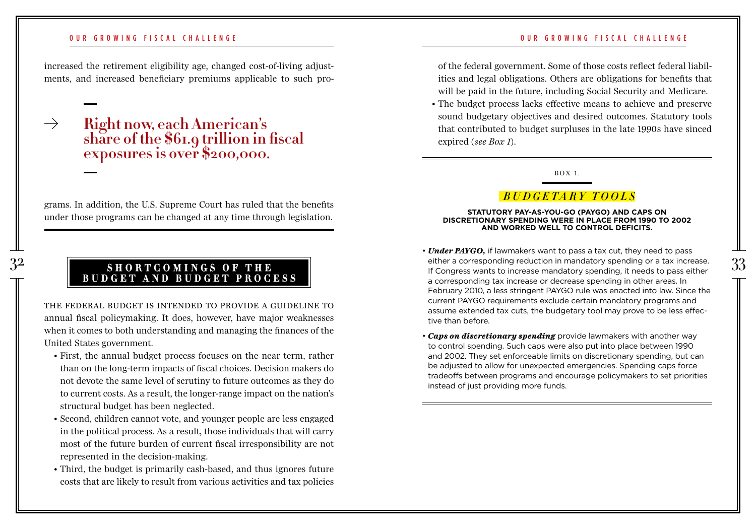increased the retirement eligibility age, changed cost-of-living adjustments, and increased beneficiary premiums applicable to such programs. In addition, the U.S. Supreme Court has ruled that the benefits under those programs can be changed at any time through legislation.

> → **Right now, each American's share of the $61.9 trillion in fiscal exposures is over $200,000.**

## SHORTCOMINGS OF THE BUDGET AND BUDGET PROCESS

THE FEDERAL BUDGET IS INTENDED TO PROVIDE A GUIDELINE TO annual fiscal policymaking. It does, however, have major weaknesses when it comes to both understanding and managing the finances of the United States government.

- First, the annual budget process focuses on the near term, rather than on the long-term impacts of fiscal choices. Decision makers do not devote the same level of scrutiny to future outcomes as they do to current costs. As a result, the longer-range impact on the nation's structural budget has been neglected.
- Second, children cannot vote, and younger people are less engaged in the political process. As a result, those individuals that will carry most of the future burden of current fiscal irresponsibility are not represented in the decision-making.
- Third, the budget is primarily cash-based, and thus ignores future costs that are likely to result from various activities and tax policies of the federal government. Some of those costs reflect federal liabilities and legal obligations. Others are obligations for benefits that will be paid in the future, including Social Security and Medicare.
- The budget process lacks effective means to achieve and preserve sound budgetary objectives and desired outcomes. Statutory tools that contributed to budget surpluses in the late 1990s have sinced expired (*see Box 1*).

---

BOX 1.

### *BUDGETARY TOOLS*

**STATUTORY PAY-AS-YOU-GO (PAYGO) AND CAPS ON DISCRETIONARY SPENDING WERE IN PLACE FROM 1990 TO 2002 AND WORKED WELL TO CONTROL DEFICITS.**

- ***Under PAYGO,*** if lawmakers want to pass a tax cut, they need to pass either a corresponding reduction in mandatory spending or a tax increase. If Congress wants to increase mandatory spending, it needs to pass either a corresponding tax increase or decrease spending in other areas. In February 2010, a less stringent PAYGO rule was enacted into law. Since the current PAYGO requirements exclude certain mandatory programs and assume extended tax cuts, the budgetary tool may prove to be less effective than before.
- ***Caps on discretionary spending*** provide lawmakers with another way to control spending. Such caps were also put into place between 1990 and 2002. They set enforceable limits on discretionary spending, but can be adjusted to allow for unexpected emergencies. Spending caps force tradeoffs between programs and encourage policymakers to set priorities instead of just providing more funds.

---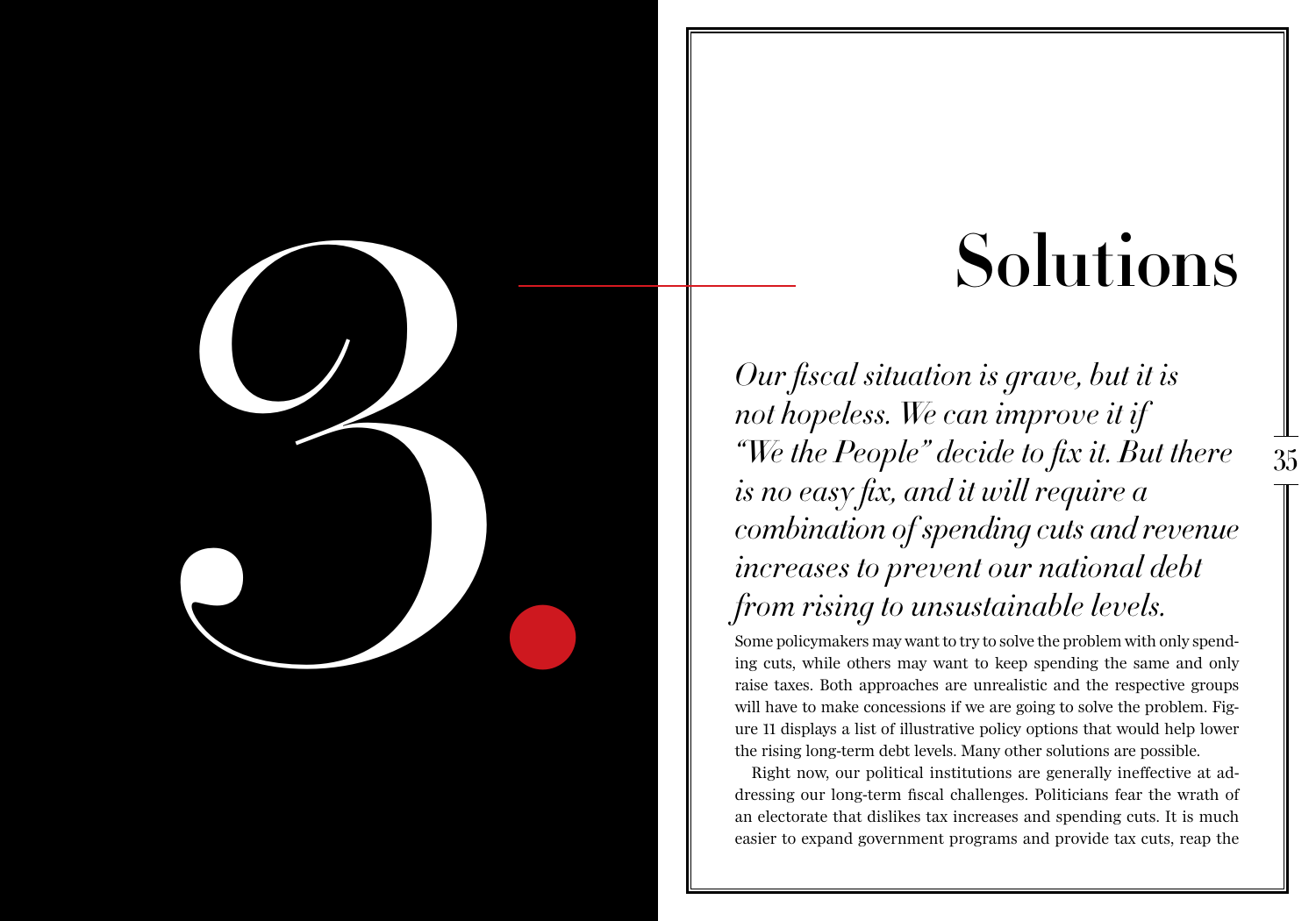# 3. Solutions

*Our fiscal situation is grave, but it is not hopeless. We can improve it if "We the People" decide to fix it. But there is no easy fix, and it will require a combination of spending cuts and revenue increases to prevent our national debt from rising to unsustainable levels.*

Some policymakers may want to try to solve the problem with only spending cuts, while others may want to keep spending the same and only raise taxes. Both approaches are unrealistic and the respective groups will have to make concessions if we are going to solve the problem. Figure 11 displays a list of illustrative policy options that would help lower the rising long-term debt levels. Many other solutions are possible.

Right now, our political institutions are generally ineffective at addressing our long-term fiscal challenges. Politicians fear the wrath of an electorate that dislikes tax increases and spending cuts. It is much easier to expand government programs and provide tax cuts, reap the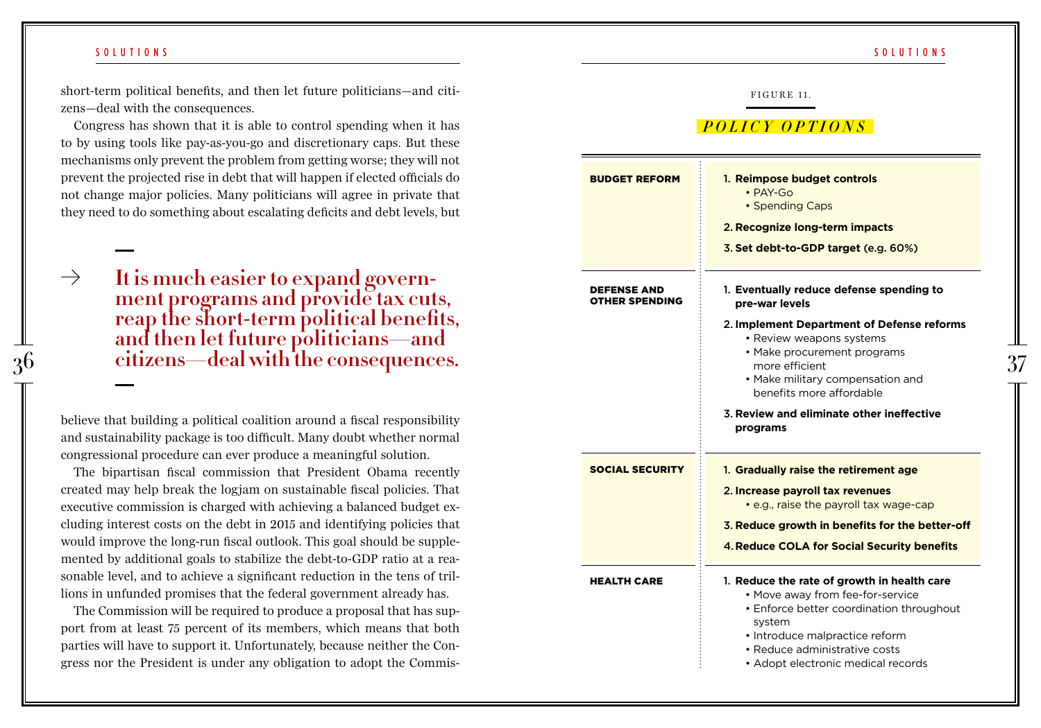short-term political benefits, and then let future politicians—and citizens—deal with the consequences.

Congress has shown that it is able to control spending when it has to by using tools like pay-as-you-go and discretionary caps. But these mechanisms only prevent the problem from getting worse; they will not prevent the projected rise in debt that will happen if elected officials do not change major policies. Many politicians will agree in private that they need to do something about escalating deficits and debt levels, but

> → **It is much easier to expand government programs and provide tax cuts, reap the short-term political benefits, and then let future politicians—and citizens—deal with the consequences.**

believe that building a political coalition around a fiscal responsibility and sustainability package is too difficult. Many doubt whether normal congressional procedure can ever produce a meaningful solution.

The bipartisan fiscal commission that President Obama recently created may help break the logjam on sustainable fiscal policies. That executive commission is charged with achieving a balanced budget excluding interest costs on the debt in 2015 and identifying policies that would improve the long-run fiscal outlook. This goal should be supplemented by additional goals to stabilize the debt-to-GDP ratio at a reasonable level, and to achieve a significant reduction in the tens of trillions in unfunded promises that the federal government already has.

The Commission will be required to produce a proposal that has support from at least 75 percent of its members, which means that both parties will have to support it. Unfortunately, because neither the Congress nor the President is under any obligation to adopt the Commis-

FIGURE 11.

*POLICY OPTIONS*

| | |
|---|---|
| **BUDGET REFORM** | 1. **Reimpose budget controls**<br>• PAY-Go<br>• Spending Caps<br>2. **Recognize long-term impacts**<br>3. **Set debt-to-GDP target** (e.g. 60%) |
| **DEFENSE AND OTHER SPENDING** | 1. **Eventually reduce defense spending to pre-war levels**<br>2. **Implement Department of Defense reforms**<br>• Review weapons systems<br>• Make procurement programs more efficient<br>• Make military compensation and benefits more affordable<br>3. **Review and eliminate other ineffective programs** |
| **SOCIAL SECURITY** | 1. **Gradually raise the retirement age**<br>2. **Increase payroll tax revenues**<br>• e.g., raise the payroll tax wage-cap<br>3. **Reduce growth in benefits for the better-off**<br>4. **Reduce COLA for Social Security benefits** |
| **HEALTH CARE** | 1. **Reduce the rate of growth in health care**<br>• Move away from fee-for-service<br>• Enforce better coordination throughout system<br>• Introduce malpractice reform<br>• Reduce administrative costs<br>• Adopt electronic medical records |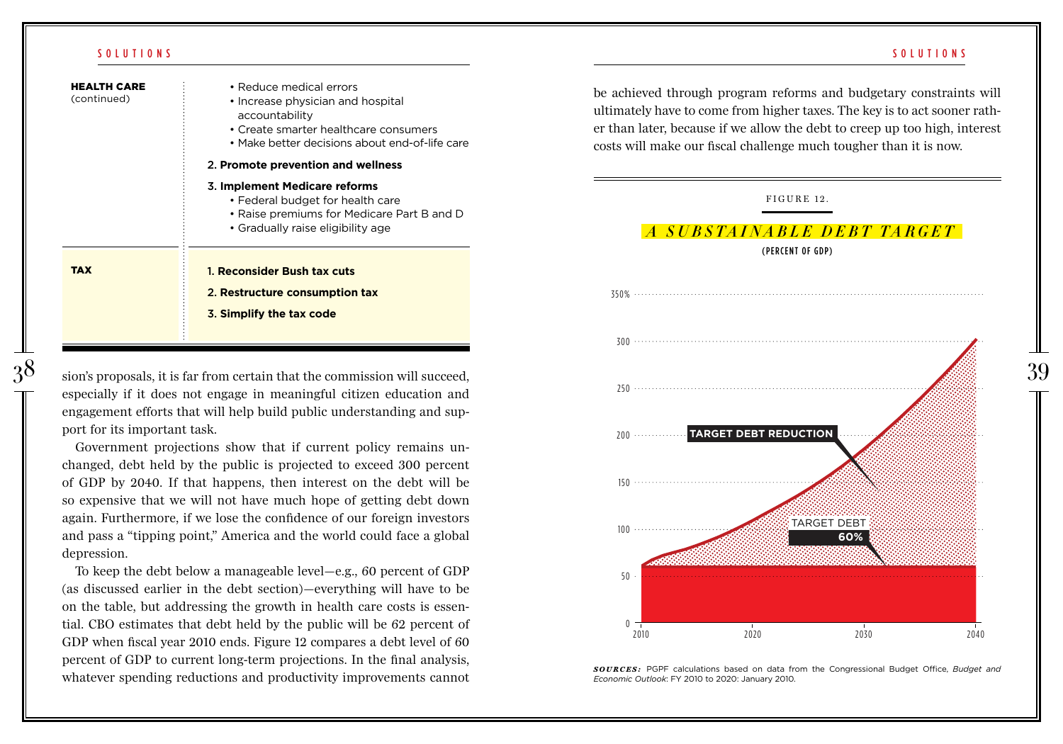| | |
|---|---|
| **HEALTH CARE** (continued) | • Reduce medical errors<br>• Increase physician and hospital accountability<br>• Create smarter healthcare consumers<br>• Make better decisions about end-of-life care<br>**2. Promote prevention and wellness**<br>**3. Implement Medicare reforms**<br>• Federal budget for health care<br>• Raise premiums for Medicare Part B and D<br>• Gradually raise eligibility age |
| **TAX** | **1. Reconsider Bush tax cuts**<br>**2. Restructure consumption tax**<br>**3. Simplify the tax code** |

sion's proposals, it is far from certain that the commission will succeed, especially if it does not engage in meaningful citizen education and engagement efforts that will help build public understanding and support for its important task.

Government projections show that if current policy remains unchanged, debt held by the public is projected to exceed 300 percent of GDP by 2040. If that happens, then interest on the debt will be so expensive that we will not have much hope of getting debt down again. Furthermore, if we lose the confidence of our foreign investors and pass a "tipping point," America and the world could face a global depression.

To keep the debt below a manageable level—e.g., 60 percent of GDP (as discussed earlier in the debt section)—everything will have to be on the table, but addressing the growth in health care costs is essential. CBO estimates that debt held by the public will be 62 percent of GDP when fiscal year 2010 ends. Figure 12 compares a debt level of 60 percent of GDP to current long-term projections. In the final analysis, whatever spending reductions and productivity improvements cannot be achieved through program reforms and budgetary constraints will ultimately have to come from higher taxes. The key is to act sooner rather than later, because if we allow the debt to creep up too high, interest costs will make our fiscal challenge much tougher than it is now.

FIGURE 12.

*A SUBSTAINABLE DEBT TARGET*

(PERCENT OF GDP)

*SOURCES:* PGPF calculations based on data from the Congressional Budget Office, *Budget and Economic Outlook*: FY 2010 to 2020: January 2010.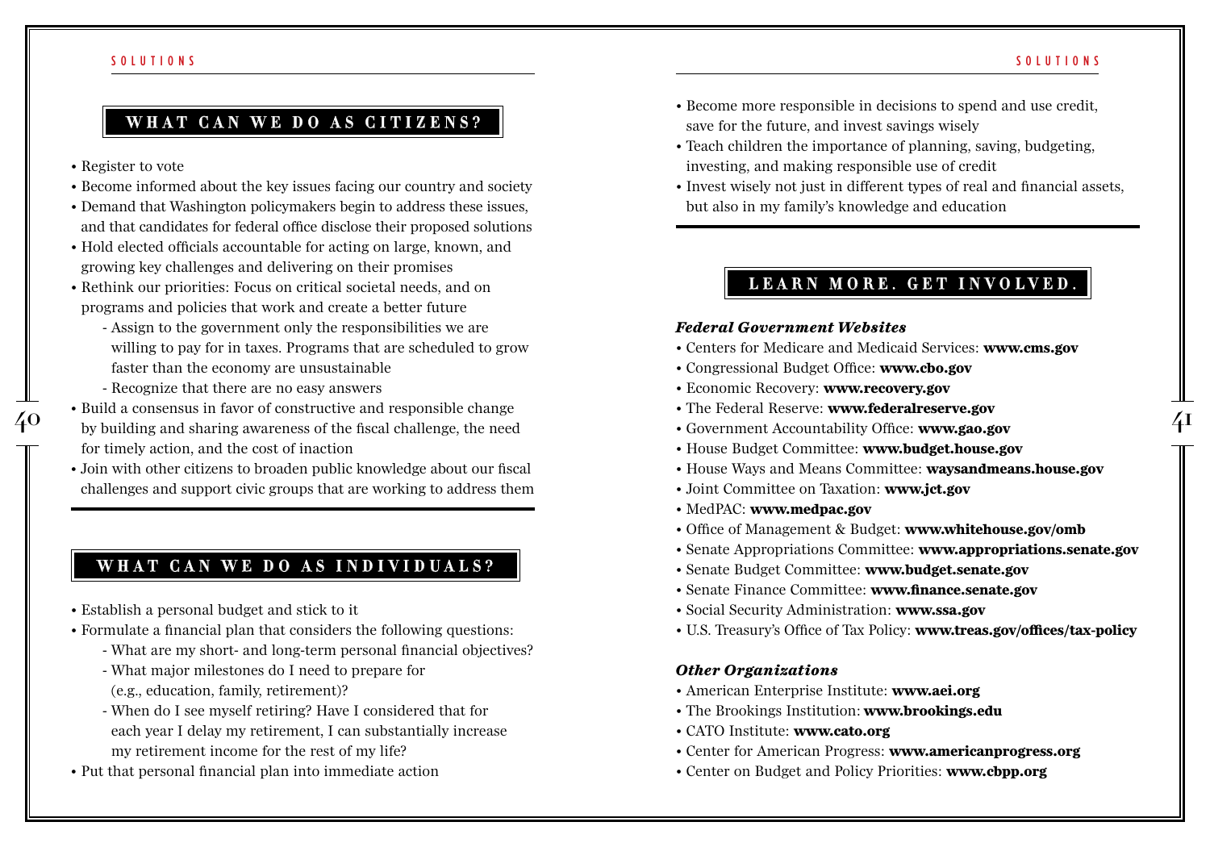## WHAT CAN WE DO AS CITIZENS?

- Register to vote
- Become informed about the key issues facing our country and society
- Demand that Washington policymakers begin to address these issues, and that candidates for federal office disclose their proposed solutions
- Hold elected officials accountable for acting on large, known, and growing key challenges and delivering on their promises
- Rethink our priorities: Focus on critical societal needs, and on programs and policies that work and create a better future
    - Assign to the government only the responsibilities we are willing to pay for in taxes. Programs that are scheduled to grow faster than the economy are unsustainable
    - Recognize that there are no easy answers
- Build a consensus in favor of constructive and responsible change by building and sharing awareness of the fiscal challenge, the need for timely action, and the cost of inaction
- Join with other citizens to broaden public knowledge about our fiscal challenges and support civic groups that are working to address them

## WHAT CAN WE DO AS INDIVIDUALS?

- Establish a personal budget and stick to it
- Formulate a financial plan that considers the following questions:
    - What are my short- and long-term personal financial objectives?
    - What major milestones do I need to prepare for (e.g., education, family, retirement)?
    - When do I see myself retiring? Have I considered that for each year I delay my retirement, I can substantially increase my retirement income for the rest of my life?
- Put that personal financial plan into immediate action
- Become more responsible in decisions to spend and use credit, save for the future, and invest savings wisely
- Teach children the importance of planning, saving, budgeting, investing, and making responsible use of credit
- Invest wisely not just in different types of real and financial assets, but also in my family's knowledge and education

## LEARN MORE. GET INVOLVED.

### *Federal Government Websites*

- Centers for Medicare and Medicaid Services: **www.cms.gov**
- Congressional Budget Office: **www.cbo.gov**
- Economic Recovery: **www.recovery.gov**
- The Federal Reserve: **www.federalreserve.gov**
- Government Accountability Office: **www.gao.gov**
- House Budget Committee: **www.budget.house.gov**
- House Ways and Means Committee: **waysandmeans.house.gov**
- Joint Committee on Taxation: **www.jct.gov**
- MedPAC: **www.medpac.gov**
- Office of Management & Budget: **www.whitehouse.gov/omb**
- Senate Appropriations Committee: **www.appropriations.senate.gov**
- Senate Budget Committee: **www.budget.senate.gov**
- Senate Finance Committee: **www.finance.senate.gov**
- Social Security Administration: **www.ssa.gov**
- U.S. Treasury's Office of Tax Policy: **www.treas.gov/offices/tax-policy**

### *Other Organizations*

- American Enterprise Institute: **www.aei.org**
- The Brookings Institution: **www.brookings.edu**
- CATO Institute: **www.cato.org**
- Center for American Progress: **www.americanprogress.org**
- Center on Budget and Policy Priorities: **www.cbpp.org**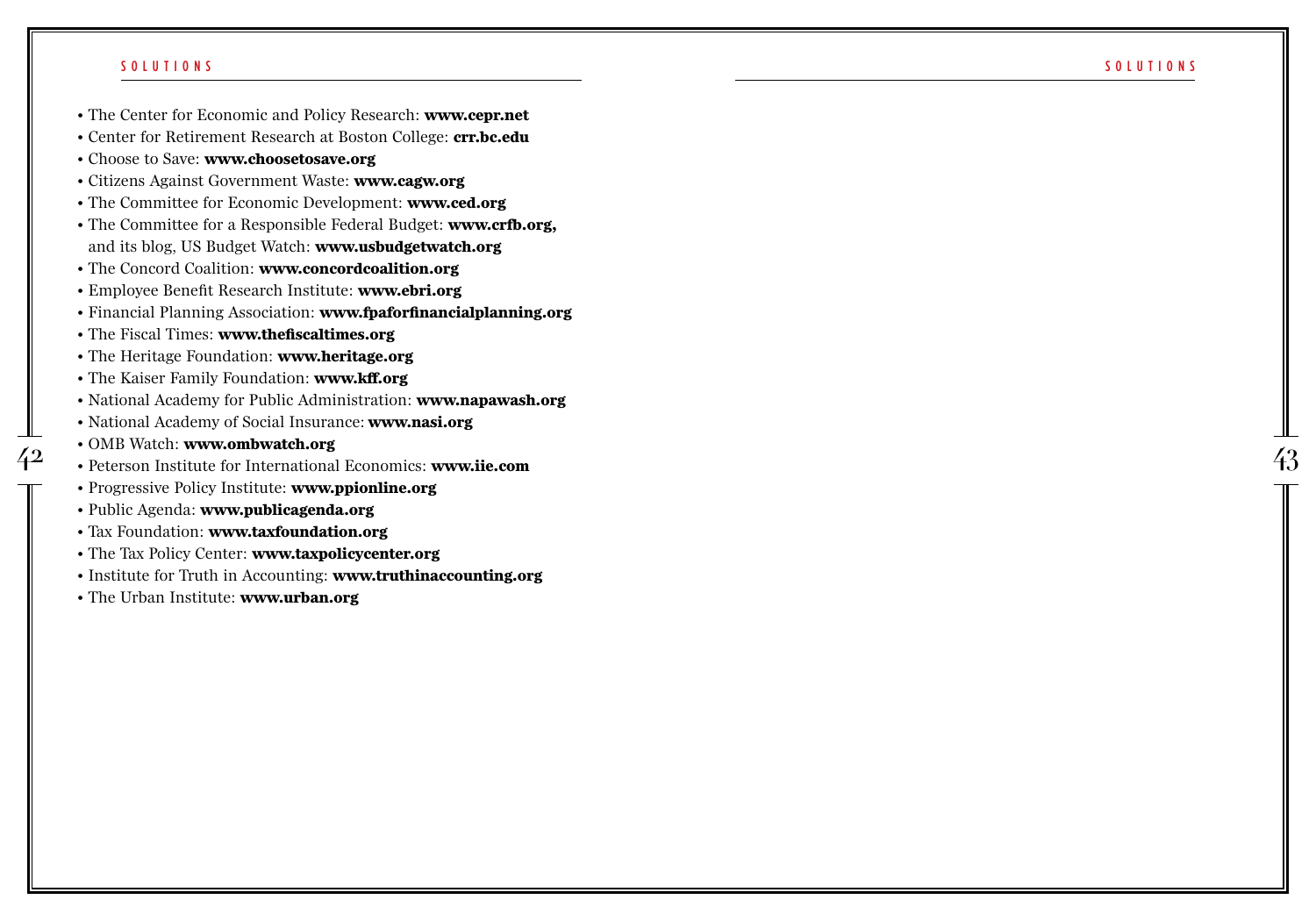- The Center for Economic and Policy Research: **www.cepr.net**
- Center for Retirement Research at Boston College: **crr.bc.edu**
- Choose to Save: **www.choosetosave.org**
- Citizens Against Government Waste: **www.cagw.org**
- The Committee for Economic Development: **www.ced.org**
- The Committee for a Responsible Federal Budget: **www.crfb.org,** and its blog, US Budget Watch: **www.usbudgetwatch.org**
- The Concord Coalition: **www.concordcoalition.org**
- Employee Benefit Research Institute: **www.ebri.org**
- Financial Planning Association: **www.fpaforfinancialplanning.org**
- The Fiscal Times: **www.thefiscaltimes.org**
- The Heritage Foundation: **www.heritage.org**
- The Kaiser Family Foundation: **www.kff.org**
- National Academy for Public Administration: **www.napawash.org**
- National Academy of Social Insurance: **www.nasi.org**
- OMB Watch: **www.ombwatch.org**
- Peterson Institute for International Economics: **www.iie.com**
- Progressive Policy Institute: **www.ppionline.org**
- Public Agenda: **www.publicagenda.org**
- Tax Foundation: **www.taxfoundation.org**
- The Tax Policy Center: **www.taxpolicycenter.org**
- Institute for Truth in Accounting: **www.truthinaccounting.org**
- The Urban Institute: **www.urban.org**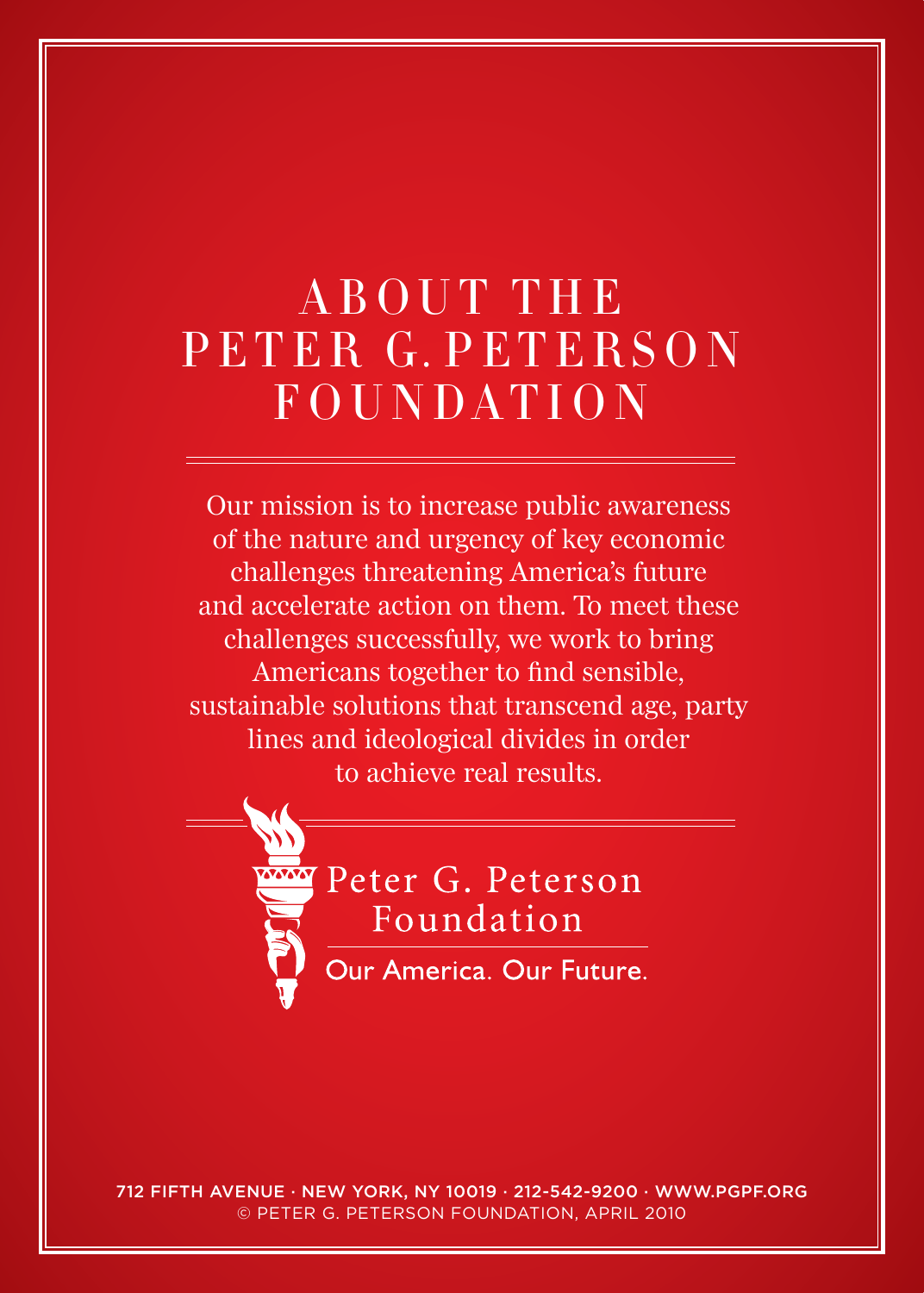# ABOUT THE PETER G. PETERSON FOUNDATION

Our mission is to increase public awareness of the nature and urgency of key economic challenges threatening America's future and accelerate action on them. To meet these challenges successfully, we work to bring Americans together to find sensible, sustainable solutions that transcend age, party lines and ideological divides in order to achieve real results.

Peter G. Peterson Foundation

Our America. Our Future.

712 FIFTH AVENUE · NEW YORK, NY 10019 · 212-542-9200 · WWW.PGPF.ORG

© PETER G. PETERSON FOUNDATION, APRIL 2010